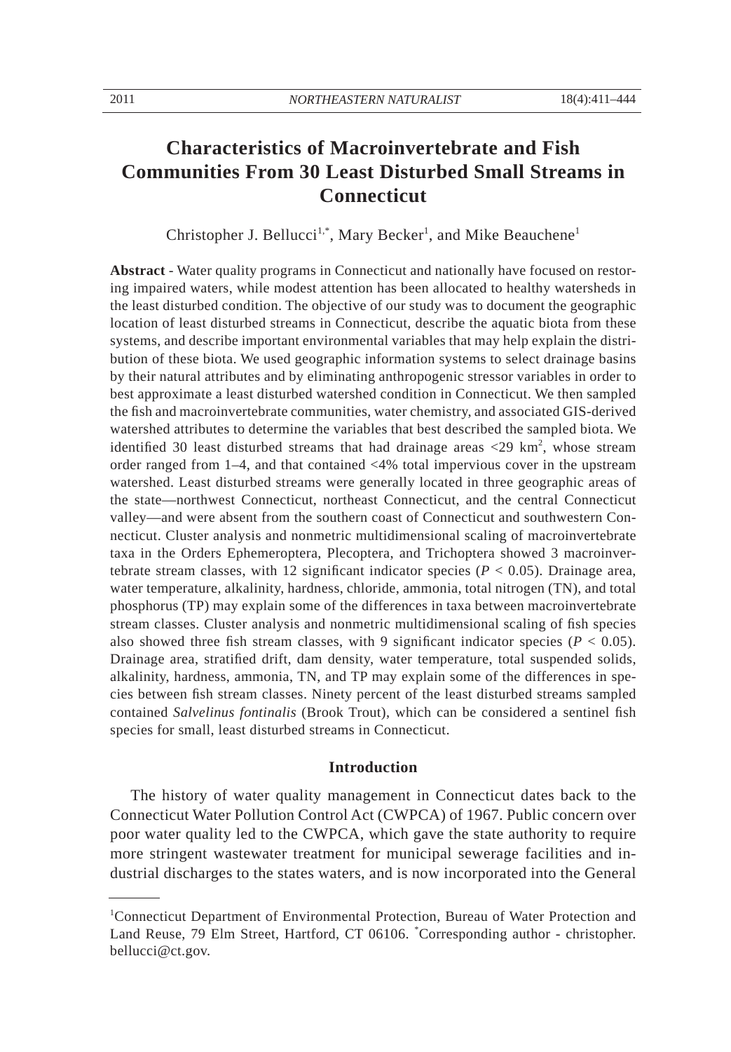# Characteristics of Macroinvertebrate and Fish Communities From 30 Least Disturbed Small Streams in Connecticut

Christopher J. Bellucci[1,*], Mary Becker[1], and Mike Beauchene[1]

**Abstract** - Water quality programs in Connecticut and nationally have focused on restoring impaired waters, while modest attention has been allocated to healthy watersheds in the least disturbed condition. The objective of our study was to document the geographic location of least disturbed streams in Connecticut, describe the aquatic biota from these systems, and describe important environmental variables that may help explain the distribution of these biota. We used geographic information systems to select drainage basins by their natural attributes and by eliminating anthropogenic stressor variables in order to best approximate a least disturbed watershed condition in Connecticut. We then sampled the fish and macroinvertebrate communities, water chemistry, and associated GIS-derived watershed attributes to determine the variables that best described the sampled biota. We identified 30 least disturbed streams that had drainage areas <29 km$^2$, whose stream order ranged from 1–4, and that contained <4% total impervious cover in the upstream watershed. Least disturbed streams were generally located in three geographic areas of the state—northwest Connecticut, northeast Connecticut, and the central Connecticut valley—and were absent from the southern coast of Connecticut and southwestern Connecticut. Cluster analysis and nonmetric multidimensional scaling of macroinvertebrate taxa in the Orders Ephemeroptera, Plecoptera, and Trichoptera showed 3 macroinvertebrate stream classes, with 12 significant indicator species ($P < 0.05$). Drainage area, water temperature, alkalinity, hardness, chloride, ammonia, total nitrogen (TN), and total phosphorus (TP) may explain some of the differences in taxa between macroinvertebrate stream classes. Cluster analysis and nonmetric multidimensional scaling of fish species also showed three fish stream classes, with 9 significant indicator species ($P < 0.05$). Drainage area, stratified drift, dam density, water temperature, total suspended solids, alkalinity, hardness, ammonia, TN, and TP may explain some of the differences in species between fish stream classes. Ninety percent of the least disturbed streams sampled contained *Salvelinus fontinalis* (Brook Trout), which can be considered a sentinel fish species for small, least disturbed streams in Connecticut.

## Introduction

The history of water quality management in Connecticut dates back to the Connecticut Water Pollution Control Act (CWPCA) of 1967. Public concern over poor water quality led to the CWPCA, which gave the state authority to require more stringent wastewater treatment for municipal sewerage facilities and industrial discharges to the states waters, and is now incorporated into the General

[1]Connecticut Department of Environmental Protection, Bureau of Water Protection and Land Reuse, 79 Elm Street, Hartford, CT 06106. [*]Corresponding author - christopher.bellucci@ct.gov.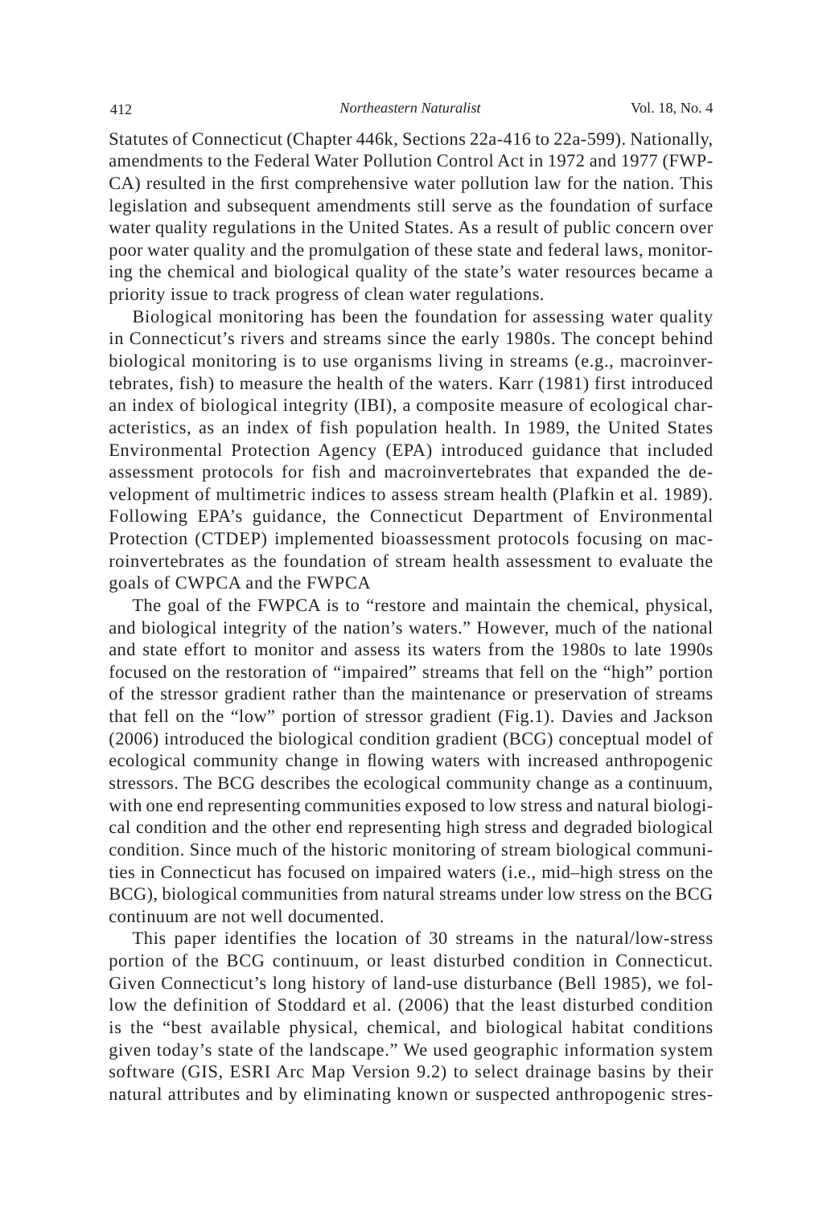Statutes of Connecticut (Chapter 446k, Sections 22a-416 to 22a-599). Nationally, amendments to the Federal Water Pollution Control Act in 1972 and 1977 (FWPCA) resulted in the first comprehensive water pollution law for the nation. This legislation and subsequent amendments still serve as the foundation of surface water quality regulations in the United States. As a result of public concern over poor water quality and the promulgation of these state and federal laws, monitoring the chemical and biological quality of the state's water resources became a priority issue to track progress of clean water regulations.

Biological monitoring has been the foundation for assessing water quality in Connecticut's rivers and streams since the early 1980s. The concept behind biological monitoring is to use organisms living in streams (e.g., macroinvertebrates, fish) to measure the health of the waters. Karr (1981) first introduced an index of biological integrity (IBI), a composite measure of ecological characteristics, as an index of fish population health. In 1989, the United States Environmental Protection Agency (EPA) introduced guidance that included assessment protocols for fish and macroinvertebrates that expanded the development of multimetric indices to assess stream health (Plafkin et al. 1989). Following EPA's guidance, the Connecticut Department of Environmental Protection (CTDEP) implemented bioassessment protocols focusing on macroinvertebrates as the foundation of stream health assessment to evaluate the goals of CWPCA and the FWPCA

The goal of the FWPCA is to "restore and maintain the chemical, physical, and biological integrity of the nation's waters." However, much of the national and state effort to monitor and assess its waters from the 1980s to late 1990s focused on the restoration of "impaired" streams that fell on the "high" portion of the stressor gradient rather than the maintenance or preservation of streams that fell on the "low" portion of stressor gradient (Fig.1). Davies and Jackson (2006) introduced the biological condition gradient (BCG) conceptual model of ecological community change in flowing waters with increased anthropogenic stressors. The BCG describes the ecological community change as a continuum, with one end representing communities exposed to low stress and natural biological condition and the other end representing high stress and degraded biological condition. Since much of the historic monitoring of stream biological communities in Connecticut has focused on impaired waters (i.e., mid–high stress on the BCG), biological communities from natural streams under low stress on the BCG continuum are not well documented.

This paper identifies the location of 30 streams in the natural/low-stress portion of the BCG continuum, or least disturbed condition in Connecticut. Given Connecticut's long history of land-use disturbance (Bell 1985), we follow the definition of Stoddard et al. (2006) that the least disturbed condition is the "best available physical, chemical, and biological habitat conditions given today's state of the landscape." We used geographic information system software (GIS, ESRI Arc Map Version 9.2) to select drainage basins by their natural attributes and by eliminating known or suspected anthropogenic stres-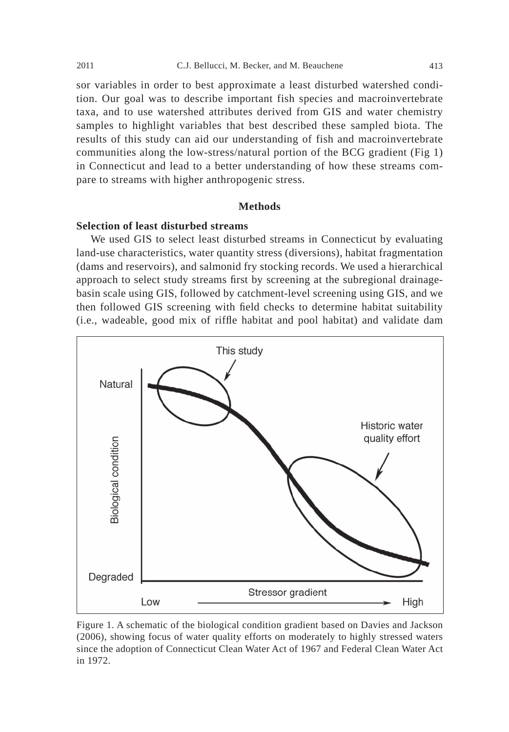sor variables in order to best approximate a least disturbed watershed condition. Our goal was to describe important fish species and macroinvertebrate taxa, and to use watershed attributes derived from GIS and water chemistry samples to highlight variables that best described these sampled biota. The results of this study can aid our understanding of fish and macroinvertebrate communities along the low-stress/natural portion of the BCG gradient (Fig 1) in Connecticut and lead to a better understanding of how these streams compare to streams with higher anthropogenic stress.

## Methods

### Selection of least disturbed streams

We used GIS to select least disturbed streams in Connecticut by evaluating land-use characteristics, water quantity stress (diversions), habitat fragmentation (dams and reservoirs), and salmonid fry stocking records. We used a hierarchical approach to select study streams first by screening at the subregional drainage-basin scale using GIS, followed by catchment-level screening using GIS, and we then followed GIS screening with field checks to determine habitat suitability (i.e., wadeable, good mix of riffle habitat and pool habitat) and validate dam

Figure 1. A schematic of the biological condition gradient based on Davies and Jackson (2006), showing focus of water quality efforts on moderately to highly stressed waters since the adoption of Connecticut Clean Water Act of 1967 and Federal Clean Water Act in 1972.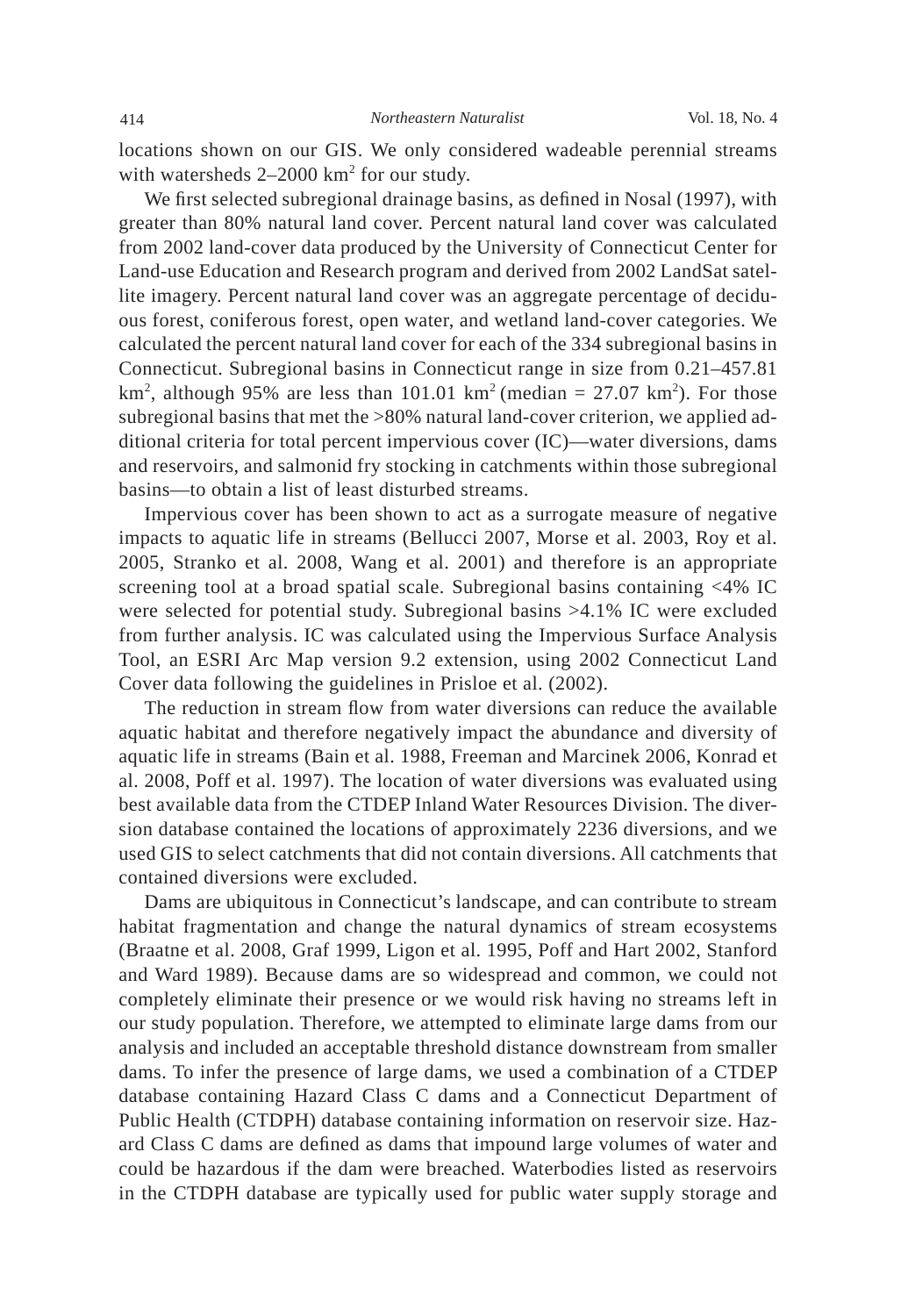locations shown on our GIS. We only considered wadeable perennial streams with watersheds 2–2000 $km^2$ for our study.

We first selected subregional drainage basins, as defined in Nosal (1997), with greater than 80% natural land cover. Percent natural land cover was calculated from 2002 land-cover data produced by the University of Connecticut Center for Land-use Education and Research program and derived from 2002 LandSat satellite imagery. Percent natural land cover was an aggregate percentage of deciduous forest, coniferous forest, open water, and wetland land-cover categories. We calculated the percent natural land cover for each of the 334 subregional basins in Connecticut. Subregional basins in Connecticut range in size from 0.21–457.81 $km^2$, although 95% are less than 101.01 $km^2$ (median = 27.07 $km^2$). For those subregional basins that met the >80% natural land-cover criterion, we applied additional criteria for total percent impervious cover (IC)—water diversions, dams and reservoirs, and salmonid fry stocking in catchments within those subregional basins—to obtain a list of least disturbed streams.

Impervious cover has been shown to act as a surrogate measure of negative impacts to aquatic life in streams (Bellucci 2007, Morse et al. 2003, Roy et al. 2005, Stranko et al. 2008, Wang et al. 2001) and therefore is an appropriate screening tool at a broad spatial scale. Subregional basins containing <4% IC were selected for potential study. Subregional basins >4.1% IC were excluded from further analysis. IC was calculated using the Impervious Surface Analysis Tool, an ESRI Arc Map version 9.2 extension, using 2002 Connecticut Land Cover data following the guidelines in Prisloe et al. (2002).

The reduction in stream flow from water diversions can reduce the available aquatic habitat and therefore negatively impact the abundance and diversity of aquatic life in streams (Bain et al. 1988, Freeman and Marcinek 2006, Konrad et al. 2008, Poff et al. 1997). The location of water diversions was evaluated using best available data from the CTDEP Inland Water Resources Division. The diversion database contained the locations of approximately 2236 diversions, and we used GIS to select catchments that did not contain diversions. All catchments that contained diversions were excluded.

Dams are ubiquitous in Connecticut's landscape, and can contribute to stream habitat fragmentation and change the natural dynamics of stream ecosystems (Braatne et al. 2008, Graf 1999, Ligon et al. 1995, Poff and Hart 2002, Stanford and Ward 1989). Because dams are so widespread and common, we could not completely eliminate their presence or we would risk having no streams left in our study population. Therefore, we attempted to eliminate large dams from our analysis and included an acceptable threshold distance downstream from smaller dams. To infer the presence of large dams, we used a combination of a CTDEP database containing Hazard Class C dams and a Connecticut Department of Public Health (CTDPH) database containing information on reservoir size. Hazard Class C dams are defined as dams that impound large volumes of water and could be hazardous if the dam were breached. Waterbodies listed as reservoirs in the CTDPH database are typically used for public water supply storage and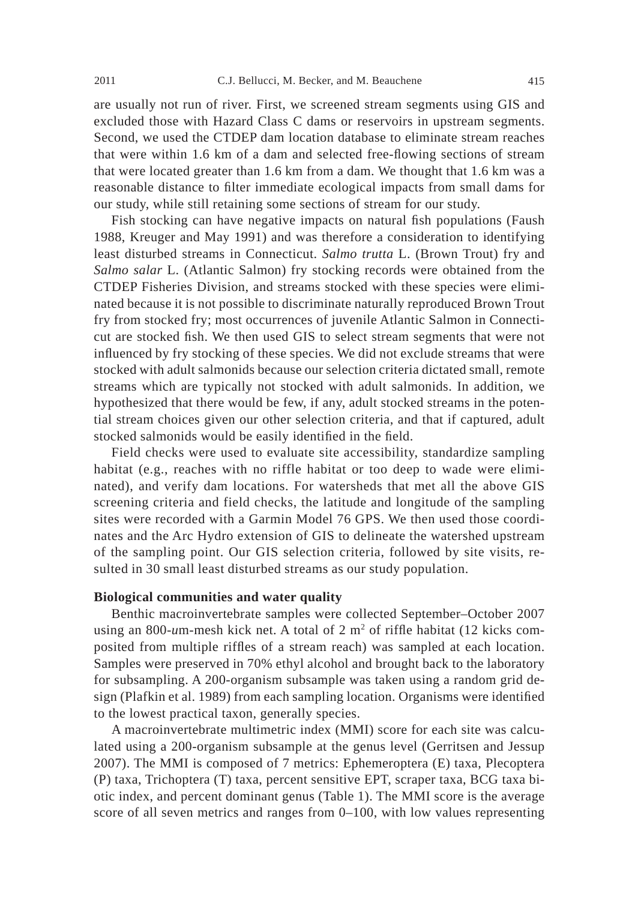are usually not run of river. First, we screened stream segments using GIS and excluded those with Hazard Class C dams or reservoirs in upstream segments. Second, we used the CTDEP dam location database to eliminate stream reaches that were within 1.6 km of a dam and selected free-flowing sections of stream that were located greater than 1.6 km from a dam. We thought that 1.6 km was a reasonable distance to filter immediate ecological impacts from small dams for our study, while still retaining some sections of stream for our study.

Fish stocking can have negative impacts on natural fish populations (Faush 1988, Kreuger and May 1991) and was therefore a consideration to identifying least disturbed streams in Connecticut. *Salmo trutta* L. (Brown Trout) fry and *Salmo salar* L. (Atlantic Salmon) fry stocking records were obtained from the CTDEP Fisheries Division, and streams stocked with these species were eliminated because it is not possible to discriminate naturally reproduced Brown Trout fry from stocked fry; most occurrences of juvenile Atlantic Salmon in Connecticut are stocked fish. We then used GIS to select stream segments that were not influenced by fry stocking of these species. We did not exclude streams that were stocked with adult salmonids because our selection criteria dictated small, remote streams which are typically not stocked with adult salmonids. In addition, we hypothesized that there would be few, if any, adult stocked streams in the potential stream choices given our other selection criteria, and that if captured, adult stocked salmonids would be easily identified in the field.

Field checks were used to evaluate site accessibility, standardize sampling habitat (e.g., reaches with no riffle habitat or too deep to wade were eliminated), and verify dam locations. For watersheds that met all the above GIS screening criteria and field checks, the latitude and longitude of the sampling sites were recorded with a Garmin Model 76 GPS. We then used those coordinates and the Arc Hydro extension of GIS to delineate the watershed upstream of the sampling point. Our GIS selection criteria, followed by site visits, resulted in 30 small least disturbed streams as our study population.

**Biological communities and water quality**

Benthic macroinvertebrate samples were collected September–October 2007 using an 800-*u*m-mesh kick net. A total of 2 m$^2$ of riffle habitat (12 kicks composited from multiple riffles of a stream reach) was sampled at each location. Samples were preserved in 70% ethyl alcohol and brought back to the laboratory for subsampling. A 200-organism subsample was taken using a random grid design (Plafkin et al. 1989) from each sampling location. Organisms were identified to the lowest practical taxon, generally species.

A macroinvertebrate multimetric index (MMI) score for each site was calculated using a 200-organism subsample at the genus level (Gerritsen and Jessup 2007). The MMI is composed of 7 metrics: Ephemeroptera (E) taxa, Plecoptera (P) taxa, Trichoptera (T) taxa, percent sensitive EPT, scraper taxa, BCG taxa biotic index, and percent dominant genus (Table 1). The MMI score is the average score of all seven metrics and ranges from 0–100, with low values representing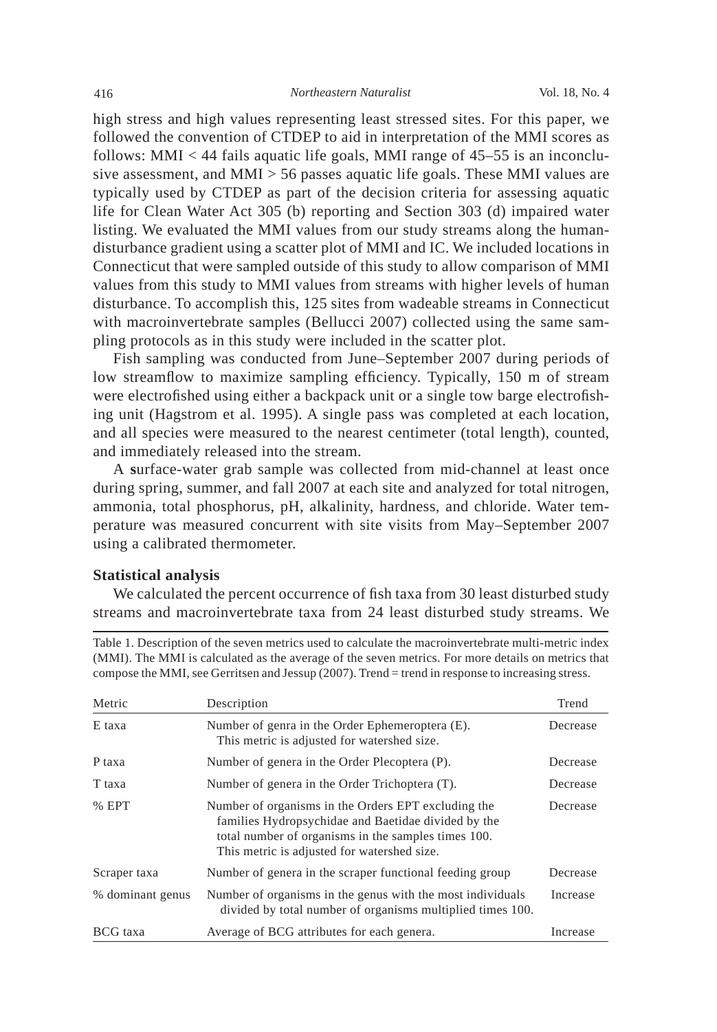high stress and high values representing least stressed sites. For this paper, we followed the convention of CTDEP to aid in interpretation of the MMI scores as follows: MMI < 44 fails aquatic life goals, MMI range of 45–55 is an inconclusive assessment, and MMI > 56 passes aquatic life goals. These MMI values are typically used by CTDEP as part of the decision criteria for assessing aquatic life for Clean Water Act 305 (b) reporting and Section 303 (d) impaired water listing. We evaluated the MMI values from our study streams along the human-disturbance gradient using a scatter plot of MMI and IC. We included locations in Connecticut that were sampled outside of this study to allow comparison of MMI values from this study to MMI values from streams with higher levels of human disturbance. To accomplish this, 125 sites from wadeable streams in Connecticut with macroinvertebrate samples (Bellucci 2007) collected using the same sampling protocols as in this study were included in the scatter plot.

Fish sampling was conducted from June–September 2007 during periods of low streamflow to maximize sampling efficiency. Typically, 150 m of stream were electrofished using either a backpack unit or a single tow barge electrofishing unit (Hagstrom et al. 1995). A single pass was completed at each location, and all species were measured to the nearest centimeter (total length), counted, and immediately released into the stream.

A surface-water grab sample was collected from mid-channel at least once during spring, summer, and fall 2007 at each site and analyzed for total nitrogen, ammonia, total phosphorus, pH, alkalinity, hardness, and chloride. Water temperature was measured concurrent with site visits from May–September 2007 using a calibrated thermometer.

**Statistical analysis**

We calculated the percent occurrence of fish taxa from 30 least disturbed study streams and macroinvertebrate taxa from 24 least disturbed study streams. We

Table 1. Description of the seven metrics used to calculate the macroinvertebrate multi-metric index (MMI). The MMI is calculated as the average of the seven metrics. For more details on metrics that compose the MMI, see Gerritsen and Jessup (2007). Trend = trend in response to increasing stress.

| Metric | Description | Trend |
|---|---|---|
| E taxa | Number of genra in the Order Ephemeroptera (E). This metric is adjusted for watershed size. | Decrease |
| P taxa | Number of genera in the Order Plecoptera (P). | Decrease |
| T taxa | Number of genera in the Order Trichoptera (T). | Decrease |
| % EPT | Number of organisms in the Orders EPT excluding the families Hydropsychidae and Baetidae divided by the total number of organisms in the samples times 100. This metric is adjusted for watershed size. | Decrease |
| Scraper taxa | Number of genera in the scraper functional feeding group | Decrease |
| % dominant genus | Number of organisms in the genus with the most individuals divided by total number of organisms multiplied times 100. | Increase |
| BCG taxa | Average of BCG attributes for each genera. | Increase |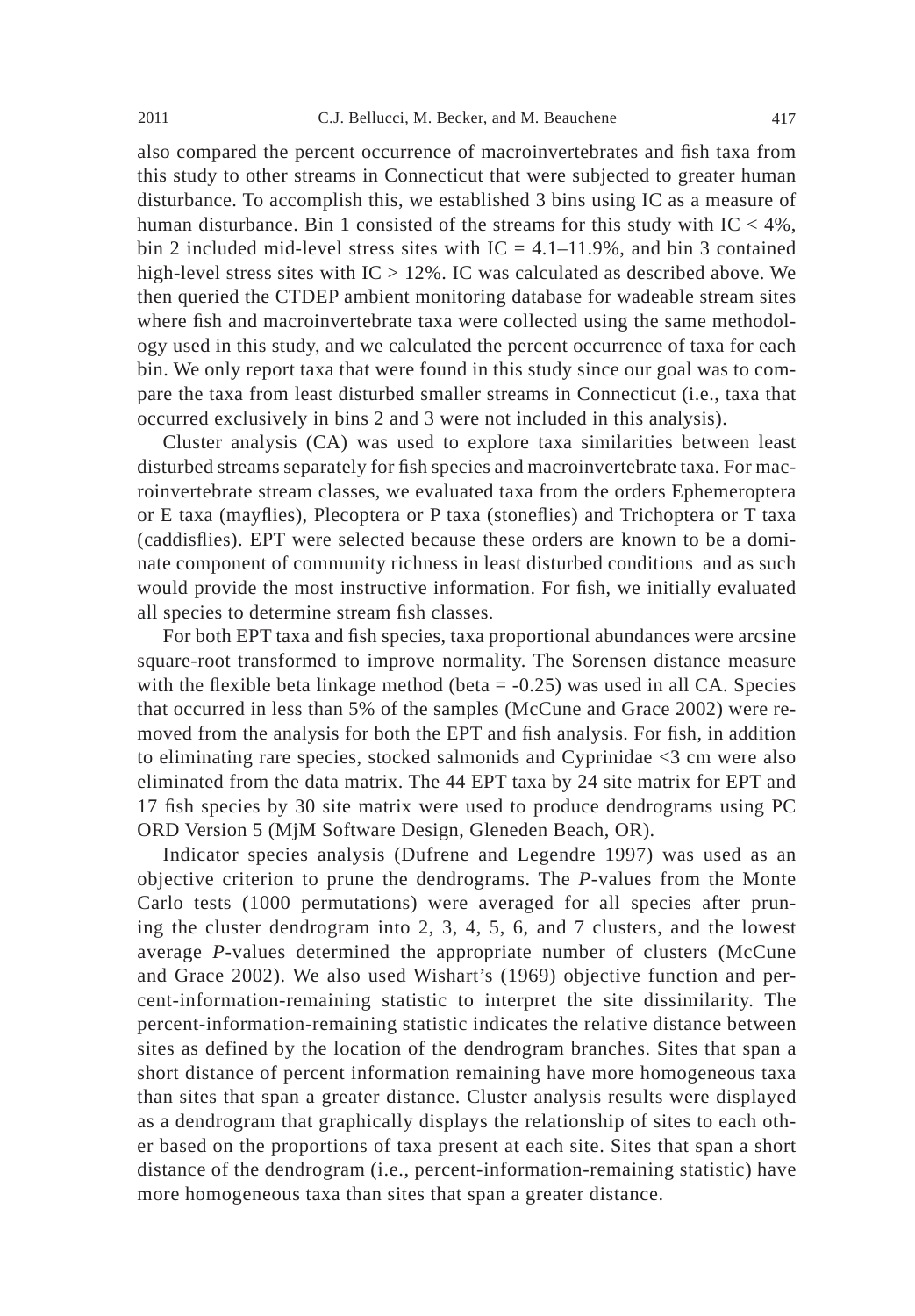also compared the percent occurrence of macroinvertebrates and fish taxa from this study to other streams in Connecticut that were subjected to greater human disturbance. To accomplish this, we established 3 bins using IC as a measure of human disturbance. Bin 1 consisted of the streams for this study with IC < 4%, bin 2 included mid-level stress sites with IC = 4.1–11.9%, and bin 3 contained high-level stress sites with IC > 12%. IC was calculated as described above. We then queried the CTDEP ambient monitoring database for wadeable stream sites where fish and macroinvertebrate taxa were collected using the same methodology used in this study, and we calculated the percent occurrence of taxa for each bin. We only report taxa that were found in this study since our goal was to compare the taxa from least disturbed smaller streams in Connecticut (i.e., taxa that occurred exclusively in bins 2 and 3 were not included in this analysis).

Cluster analysis (CA) was used to explore taxa similarities between least disturbed streams separately for fish species and macroinvertebrate taxa. For macroinvertebrate stream classes, we evaluated taxa from the orders Ephemeroptera or E taxa (mayflies), Plecoptera or P taxa (stoneflies) and Trichoptera or T taxa (caddisflies). EPT were selected because these orders are known to be a dominate component of community richness in least disturbed conditions and as such would provide the most instructive information. For fish, we initially evaluated all species to determine stream fish classes.

For both EPT taxa and fish species, taxa proportional abundances were arcsine square-root transformed to improve normality. The Sorensen distance measure with the flexible beta linkage method (beta = -0.25) was used in all CA. Species that occurred in less than 5% of the samples (McCune and Grace 2002) were removed from the analysis for both the EPT and fish analysis. For fish, in addition to eliminating rare species, stocked salmonids and Cyprinidae <3 cm were also eliminated from the data matrix. The 44 EPT taxa by 24 site matrix for EPT and 17 fish species by 30 site matrix were used to produce dendrograms using PC ORD Version 5 (MjM Software Design, Gleneden Beach, OR).

Indicator species analysis (Dufrene and Legendre 1997) was used as an objective criterion to prune the dendrograms. The *P*-values from the Monte Carlo tests (1000 permutations) were averaged for all species after pruning the cluster dendrogram into 2, 3, 4, 5, 6, and 7 clusters, and the lowest average *P*-values determined the appropriate number of clusters (McCune and Grace 2002). We also used Wishart's (1969) objective function and percent-information-remaining statistic to interpret the site dissimilarity. The percent-information-remaining statistic indicates the relative distance between sites as defined by the location of the dendrogram branches. Sites that span a short distance of percent information remaining have more homogeneous taxa than sites that span a greater distance. Cluster analysis results were displayed as a dendrogram that graphically displays the relationship of sites to each other based on the proportions of taxa present at each site. Sites that span a short distance of the dendrogram (i.e., percent-information-remaining statistic) have more homogeneous taxa than sites that span a greater distance.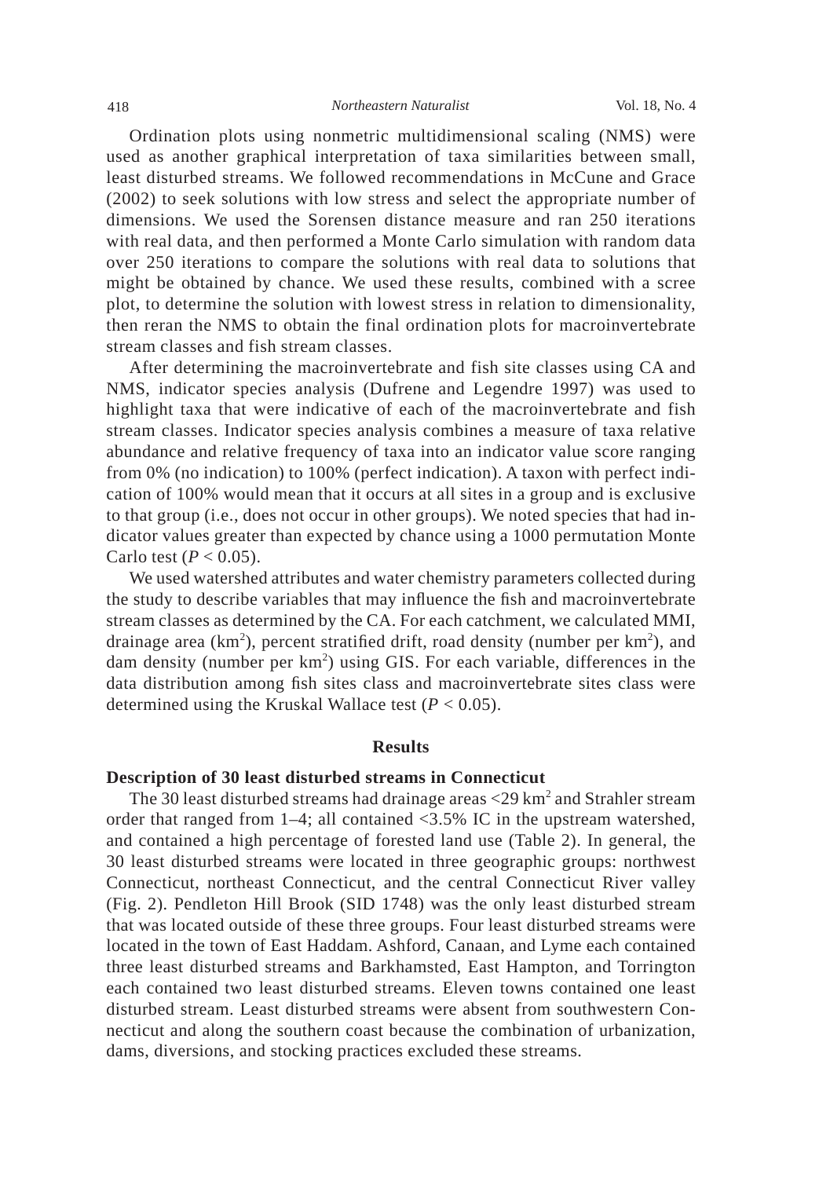Ordination plots using nonmetric multidimensional scaling (NMS) were used as another graphical interpretation of taxa similarities between small, least disturbed streams. We followed recommendations in McCune and Grace (2002) to seek solutions with low stress and select the appropriate number of dimensions. We used the Sorensen distance measure and ran 250 iterations with real data, and then performed a Monte Carlo simulation with random data over 250 iterations to compare the solutions with real data to solutions that might be obtained by chance. We used these results, combined with a scree plot, to determine the solution with lowest stress in relation to dimensionality, then reran the NMS to obtain the final ordination plots for macroinvertebrate stream classes and fish stream classes.

After determining the macroinvertebrate and fish site classes using CA and NMS, indicator species analysis (Dufrene and Legendre 1997) was used to highlight taxa that were indicative of each of the macroinvertebrate and fish stream classes. Indicator species analysis combines a measure of taxa relative abundance and relative frequency of taxa into an indicator value score ranging from 0% (no indication) to 100% (perfect indication). A taxon with perfect indication of 100% would mean that it occurs at all sites in a group and is exclusive to that group (i.e., does not occur in other groups). We noted species that had indicator values greater than expected by chance using a 1000 permutation Monte Carlo test ($P < 0.05$).

We used watershed attributes and water chemistry parameters collected during the study to describe variables that may influence the fish and macroinvertebrate stream classes as determined by the CA. For each catchment, we calculated MMI, drainage area ($km^2$), percent stratified drift, road density (number per $km^2$), and dam density (number per $km^2$) using GIS. For each variable, differences in the data distribution among fish sites class and macroinvertebrate sites class were determined using the Kruskal Wallace test ($P < 0.05$).

## Results

### Description of 30 least disturbed streams in Connecticut

The 30 least disturbed streams had drainage areas <29 $km^2$ and Strahler stream order that ranged from 1–4; all contained <3.5% IC in the upstream watershed, and contained a high percentage of forested land use (Table 2). In general, the 30 least disturbed streams were located in three geographic groups: northwest Connecticut, northeast Connecticut, and the central Connecticut River valley (Fig. 2). Pendleton Hill Brook (SID 1748) was the only least disturbed stream that was located outside of these three groups. Four least disturbed streams were located in the town of East Haddam. Ashford, Canaan, and Lyme each contained three least disturbed streams and Barkhamsted, East Hampton, and Torrington each contained two least disturbed streams. Eleven towns contained one least disturbed stream. Least disturbed streams were absent from southwestern Connecticut and along the southern coast because the combination of urbanization, dams, diversions, and stocking practices excluded these streams.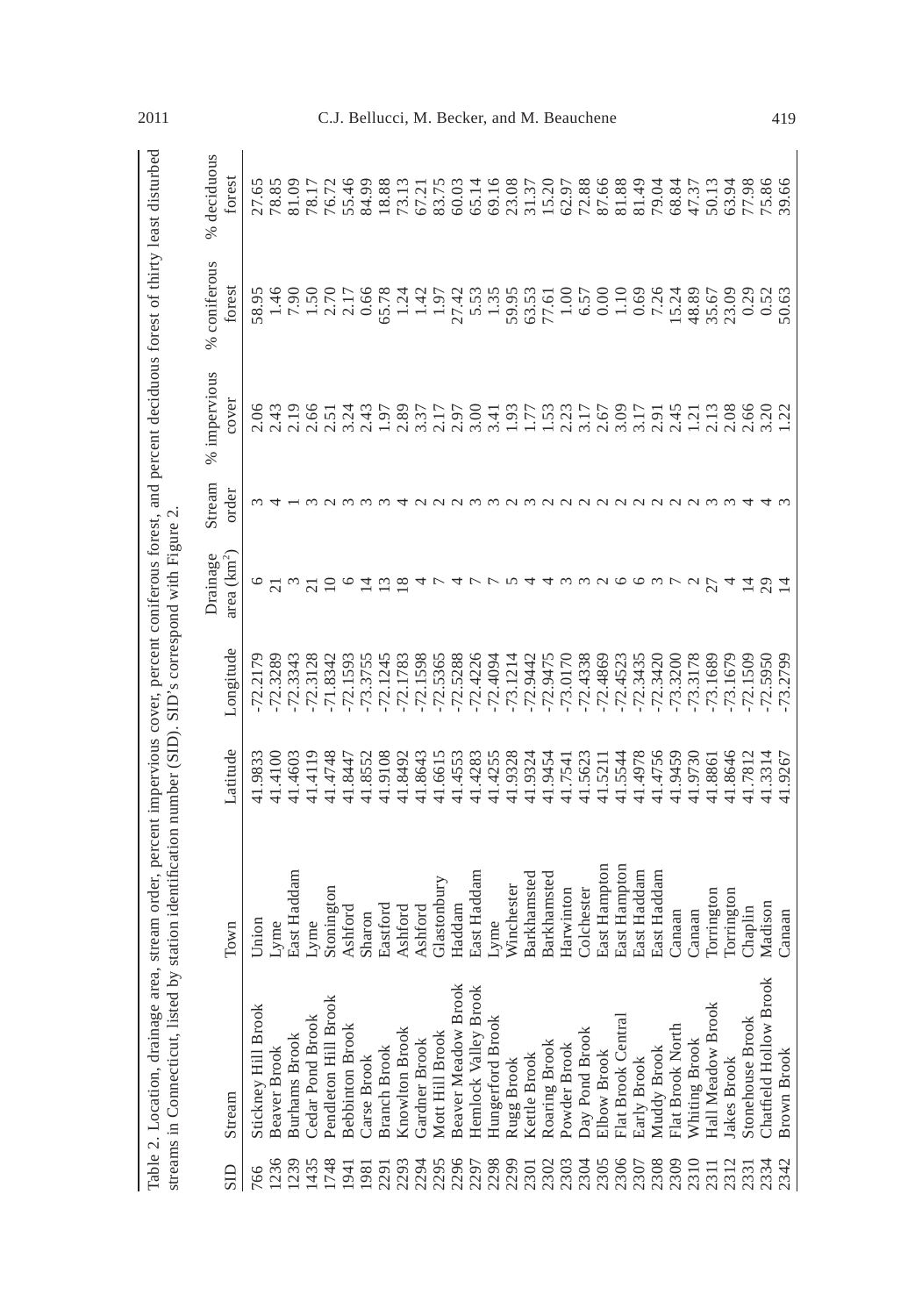Table 2. Location, drainage area, stream order, percent impervious cover, percent coniferous forest, and percent deciduous forest of thirty least disturbed streams in Connecticut, listed by station identification number (SID). SID's correspond with Figure 2.

| SID | Stream | Town | Latitude | Longitude | Drainage area ($km^2$) | Stream order | % impervious cover | % coniferous forest | % deciduous forest |
|---|---|---|---|---|---|---|---|---|---|
| 766 | Stickney Hill Brook | Union | 41.9833 | -72.2179 | 6 | 3 | 2.06 | 58.95 | 27.65 |
| 1236 | Beaver Brook | Lyme | 41.4100 | -72.3289 | 21 | 4 | 2.43 | 1.46 | 78.85 |
| 1239 | Burhams Brook | East Haddam | 41.4603 | -72.3343 | 3 | 1 | 2.19 | 7.90 | 81.09 |
| 1435 | Cedar Pond Brook | Lyme | 41.4119 | -72.3128 | 21 | 3 | 2.66 | 1.50 | 78.17 |
| 1748 | Pendleton Hill Brook | Stonington | 41.4748 | -71.8342 | 10 | 2 | 2.51 | 2.70 | 76.72 |
| 1941 | Bebbinton Brook | Ashford | 41.8447 | -72.1593 | 6 | 3 | 3.24 | 2.17 | 55.46 |
| 1981 | Carse Brook | Sharon | 41.8552 | -73.3755 | 14 | 3 | 2.43 | 0.66 | 84.99 |
| 2291 | Branch Brook | Eastford | 41.9108 | -72.1245 | 13 | 3 | 1.97 | 65.78 | 18.88 |
| 2293 | Knowlton Brook | Ashford | 41.8492 | -72.1783 | 18 | 4 | 2.89 | 1.24 | 73.13 |
| 2294 | Gardner Brook | Ashford | 41.8643 | -72.1598 | 4 | 2 | 3.37 | 1.42 | 67.21 |
| 2295 | Mott Hill Brook | Glastonbury | 41.6615 | -72.5365 | 7 | 2 | 2.17 | 1.97 | 83.75 |
| 2296 | Beaver Meadow Brook | Haddam | 41.4553 | -72.5288 | 4 | 2 | 2.97 | 27.42 | 60.03 |
| 2297 | Hemlock Valley Brook | East Haddam | 41.4283 | -72.4226 | 7 | 3 | 3.00 | 5.53 | 65.14 |
| 2298 | Hungerford Brook | Lyme | 41.4255 | -72.4094 | 7 | 3 | 3.41 | 1.35 | 69.16 |
| 2299 | Rugg Brook | Winchester | 41.9328 | -73.1214 | 5 | 2 | 1.93 | 59.95 | 23.08 |
| 2301 | Kettle Brook | Barkhamsted | 41.9324 | -72.9442 | 4 | 3 | 1.77 | 63.53 | 31.37 |
| 2302 | Roaring Brook | Barkhamsted | 41.9454 | -72.9475 | 4 | 2 | 1.53 | 77.61 | 15.20 |
| 2303 | Powder Brook | Harwinton | 41.7541 | -73.0170 | 3 | 2 | 2.23 | 1.00 | 62.97 |
| 2304 | Day Pond Brook | Colchester | 41.5623 | -72.4338 | 3 | 2 | 3.17 | 6.57 | 72.88 |
| 2305 | Elbow Brook | East Hampton | 41.5211 | -72.4869 | 2 | 2 | 2.67 | 0.00 | 87.66 |
| 2306 | Flat Brook Central | East Hampton | 41.5544 | -72.4523 | 6 | 2 | 3.09 | 1.10 | 81.88 |
| 2307 | Early Brook | East Haddam | 41.4978 | -72.3435 | 6 | 2 | 3.17 | 0.69 | 81.49 |
| 2308 | Muddy Brook | East Haddam | 41.4756 | -72.3420 | 3 | 2 | 2.91 | 7.26 | 79.04 |
| 2309 | Flat Brook North | Canaan | 41.9459 | -73.3200 | 7 | 2 | 2.45 | 15.24 | 68.84 |
| 2310 | Whiting Brook | Canaan | 41.9730 | -73.3178 | 2 | 2 | 1.21 | 48.89 | 47.37 |
| 2311 | Hall Meadow Brook | Torrington | 41.8861 | -73.1689 | 27 | 3 | 2.13 | 35.67 | 50.13 |
| 2312 | Jakes Brook | Torrington | 41.8646 | -73.1679 | 4 | 3 | 2.08 | 23.09 | 63.94 |
| 2331 | Stonehouse Brook | Chaplin | 41.7812 | -72.1509 | 14 | 4 | 2.66 | 0.29 | 77.98 |
| 2334 | Chatfield Hollow Brook | Madison | 41.3314 | -72.5950 | 29 | 4 | 3.20 | 0.52 | 75.86 |
| 2342 | Brown Brook | Canaan | 41.9267 | -73.2799 | 14 | 3 | 1.22 | 50.63 | 39.66 |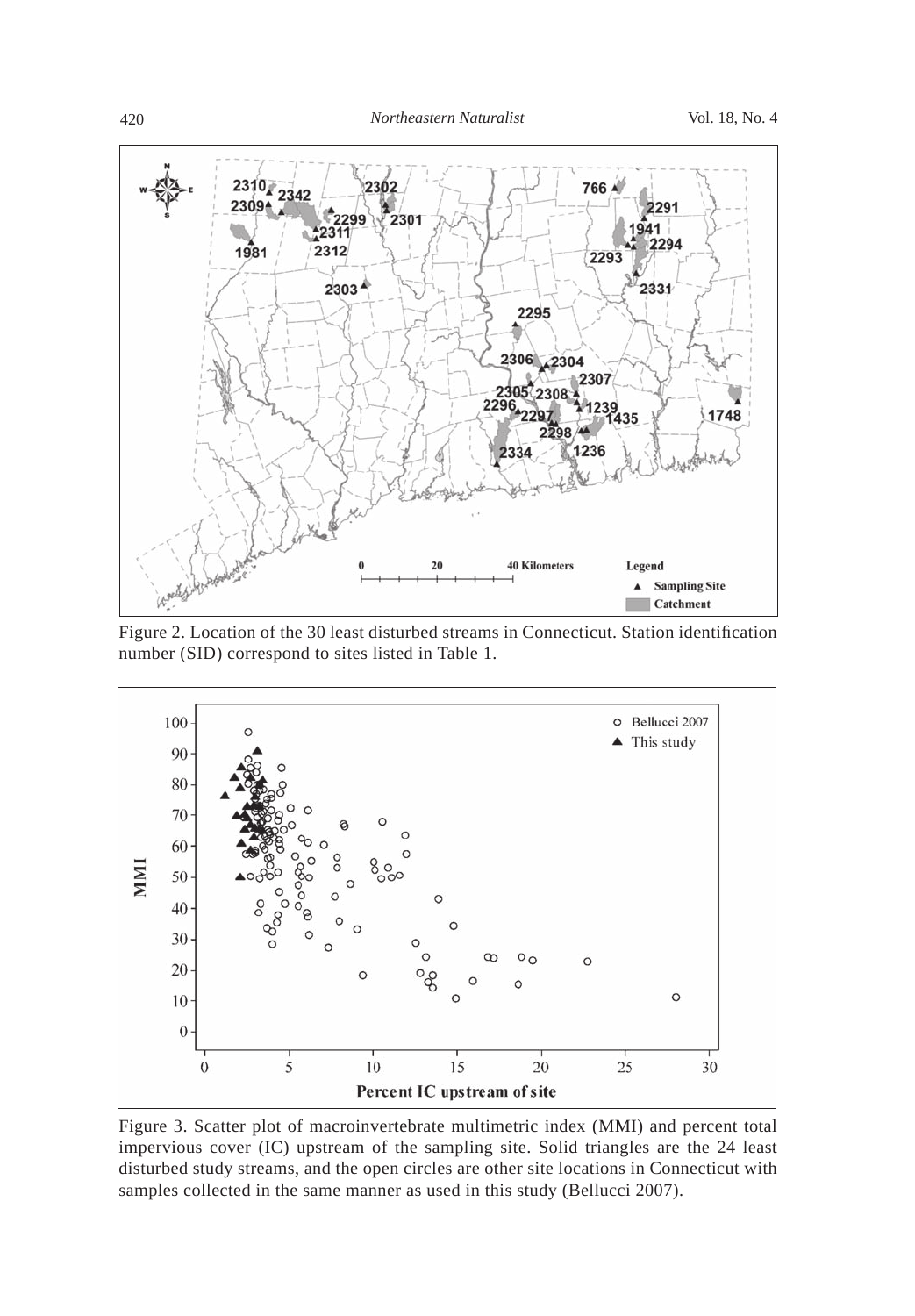Figure 2. Location of the 30 least disturbed streams in Connecticut. Station identification number (SID) correspond to sites listed in Table 1.

Figure 3. Scatter plot of macroinvertebrate multimetric index (MMI) and percent total impervious cover (IC) upstream of the sampling site. Solid triangles are the 24 least disturbed study streams, and the open circles are other site locations in Connecticut with samples collected in the same manner as used in this study (Bellucci 2007).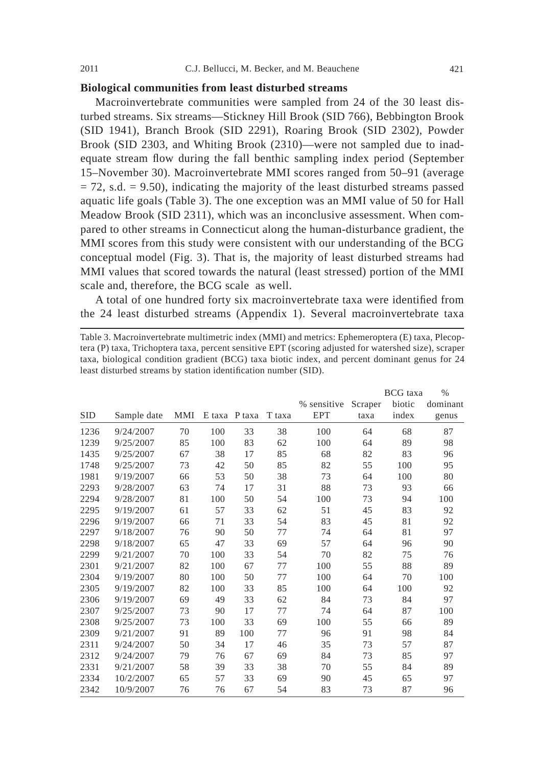### Biological communities from least disturbed streams

Macroinvertebrate communities were sampled from 24 of the 30 least disturbed streams. Six streams—Stickney Hill Brook (SID 766), Bebbington Brook (SID 1941), Branch Brook (SID 2291), Roaring Brook (SID 2302), Powder Brook (SID 2303, and Whiting Brook (2310)—were not sampled due to inadequate stream flow during the fall benthic sampling index period (September 15–November 30). Macroinvertebrate MMI scores ranged from 50–91 (average = 72, s.d. = 9.50), indicating the majority of the least disturbed streams passed aquatic life goals (Table 3). The one exception was an MMI value of 50 for Hall Meadow Brook (SID 2311), which was an inconclusive assessment. When compared to other streams in Connecticut along the human-disturbance gradient, the MMI scores from this study were consistent with our understanding of the BCG conceptual model (Fig. 3). That is, the majority of least disturbed streams had MMI values that scored towards the natural (least stressed) portion of the MMI scale and, therefore, the BCG scale as well.

A total of one hundred forty six macroinvertebrate taxa were identified from the 24 least disturbed streams (Appendix 1). Several macroinvertebrate taxa

Table 3. Macroinvertebrate multimetric index (MMI) and metrics: Ephemeroptera (E) taxa, Plecoptera (P) taxa, Trichoptera taxa, percent sensitive EPT (scoring adjusted for watershed size), scraper taxa, biological condition gradient (BCG) taxa biotic index, and percent dominant genus for 24 least disturbed streams by station identification number (SID).

| SID | Sample date | MMI | E taxa | P taxa | T taxa | % sensitive EPT | Scraper taxa | BCG taxa biotic index | % dominant genus |
|---|---|---|---|---|---|---|---|---|---|
| 1236 | 9/24/2007 | 70 | 100 | 33 | 38 | 100 | 64 | 68 | 87 |
| 1239 | 9/25/2007 | 85 | 100 | 83 | 62 | 100 | 64 | 89 | 98 |
| 1435 | 9/25/2007 | 67 | 38 | 17 | 85 | 68 | 82 | 83 | 96 |
| 1748 | 9/25/2007 | 73 | 42 | 50 | 85 | 82 | 55 | 100 | 95 |
| 1981 | 9/19/2007 | 66 | 53 | 50 | 38 | 73 | 64 | 100 | 80 |
| 2293 | 9/28/2007 | 63 | 74 | 17 | 31 | 88 | 73 | 93 | 66 |
| 2294 | 9/28/2007 | 81 | 100 | 50 | 54 | 100 | 73 | 94 | 100 |
| 2295 | 9/19/2007 | 61 | 57 | 33 | 62 | 51 | 45 | 83 | 92 |
| 2296 | 9/19/2007 | 66 | 71 | 33 | 54 | 83 | 45 | 81 | 92 |
| 2297 | 9/18/2007 | 76 | 90 | 50 | 77 | 74 | 64 | 81 | 97 |
| 2298 | 9/18/2007 | 65 | 47 | 33 | 69 | 57 | 64 | 96 | 90 |
| 2299 | 9/21/2007 | 70 | 100 | 33 | 54 | 70 | 82 | 75 | 76 |
| 2301 | 9/21/2007 | 82 | 100 | 67 | 77 | 100 | 55 | 88 | 89 |
| 2304 | 9/19/2007 | 80 | 100 | 50 | 77 | 100 | 64 | 70 | 100 |
| 2305 | 9/19/2007 | 82 | 100 | 33 | 85 | 100 | 64 | 100 | 92 |
| 2306 | 9/19/2007 | 69 | 49 | 33 | 62 | 84 | 73 | 84 | 97 |
| 2307 | 9/25/2007 | 73 | 90 | 17 | 77 | 74 | 64 | 87 | 100 |
| 2308 | 9/25/2007 | 73 | 100 | 33 | 69 | 100 | 55 | 66 | 89 |
| 2309 | 9/21/2007 | 91 | 89 | 100 | 77 | 96 | 91 | 98 | 84 |
| 2311 | 9/24/2007 | 50 | 34 | 17 | 46 | 35 | 73 | 57 | 87 |
| 2312 | 9/24/2007 | 79 | 76 | 67 | 69 | 84 | 73 | 85 | 97 |
| 2331 | 9/21/2007 | 58 | 39 | 33 | 38 | 70 | 55 | 84 | 89 |
| 2334 | 10/2/2007 | 65 | 57 | 33 | 69 | 90 | 45 | 65 | 97 |
| 2342 | 10/9/2007 | 76 | 76 | 67 | 54 | 83 | 73 | 87 | 96 |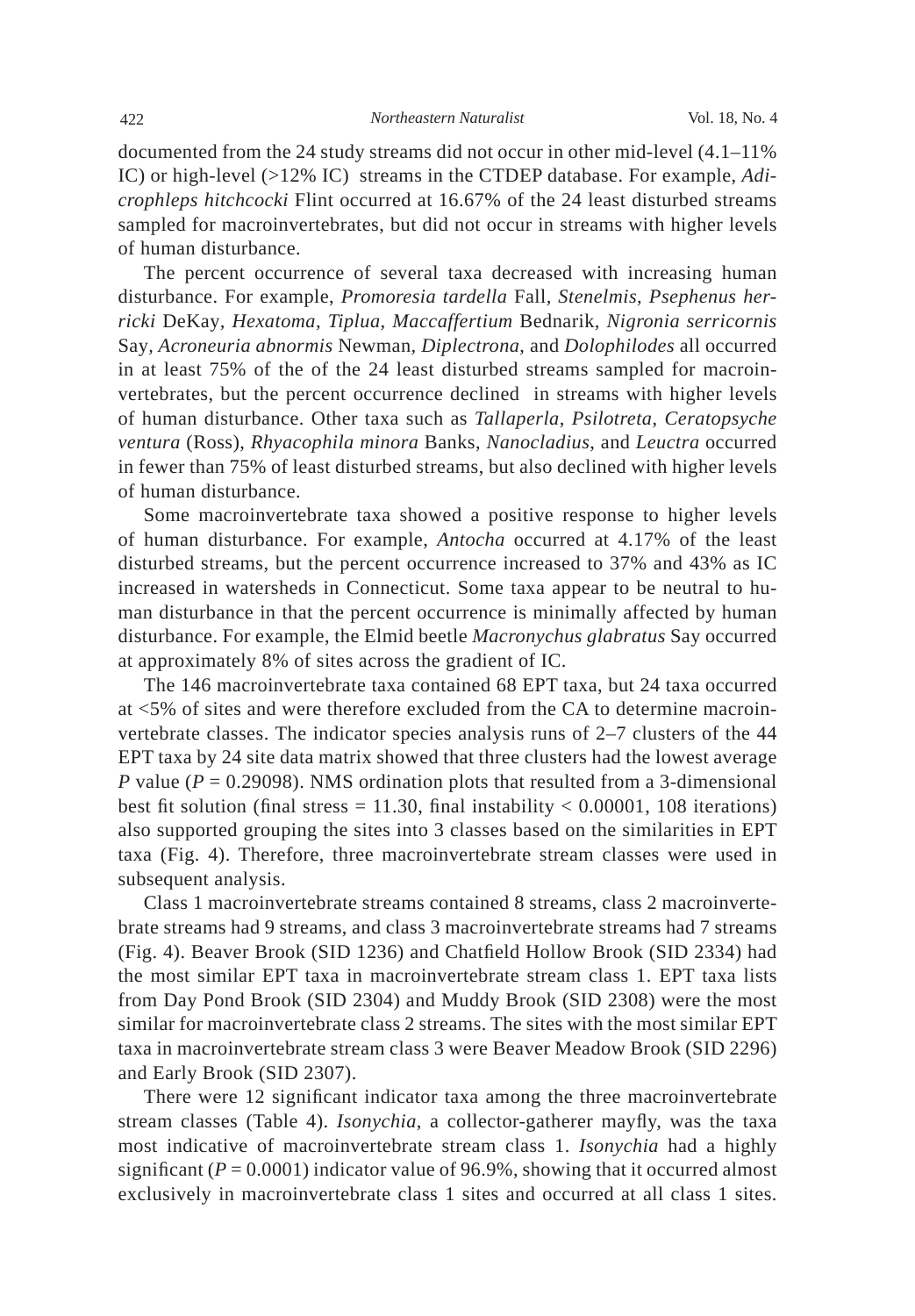documented from the 24 study streams did not occur in other mid-level (4.1–11% IC) or high-level (>12% IC) streams in the CTDEP database. For example, *Adicrophleps hitchcocki* Flint occurred at 16.67% of the 24 least disturbed streams sampled for macroinvertebrates, but did not occur in streams with higher levels of human disturbance.

The percent occurrence of several taxa decreased with increasing human disturbance. For example, *Promoresia tardella* Fall, *Stenelmis*, *Psephenus herricki* DeKay, *Hexatoma*, *Tiplua*, *Maccaffertium* Bednarik, *Nigronia serricornis* Say, *Acroneuria abnormis* Newman, *Diplectrona*, and *Dolophilodes* all occurred in at least 75% of the of the 24 least disturbed streams sampled for macroinvertebrates, but the percent occurrence declined in streams with higher levels of human disturbance. Other taxa such as *Tallaperla*, *Psilotreta*, *Ceratopsyche ventura* (Ross), *Rhyacophila minora* Banks, *Nanocladius*, and *Leuctra* occurred in fewer than 75% of least disturbed streams, but also declined with higher levels of human disturbance.

Some macroinvertebrate taxa showed a positive response to higher levels of human disturbance. For example, *Antocha* occurred at 4.17% of the least disturbed streams, but the percent occurrence increased to 37% and 43% as IC increased in watersheds in Connecticut. Some taxa appear to be neutral to human disturbance in that the percent occurrence is minimally affected by human disturbance. For example, the Elmid beetle *Macronychus glabratus* Say occurred at approximately 8% of sites across the gradient of IC.

The 146 macroinvertebrate taxa contained 68 EPT taxa, but 24 taxa occurred at <5% of sites and were therefore excluded from the CA to determine macroinvertebrate classes. The indicator species analysis runs of 2–7 clusters of the 44 EPT taxa by 24 site data matrix showed that three clusters had the lowest average $P$ value ($P = 0.29098$). NMS ordination plots that resulted from a 3-dimensional best fit solution (final stress = 11.30, final instability < 0.00001, 108 iterations) also supported grouping the sites into 3 classes based on the similarities in EPT taxa (Fig. 4). Therefore, three macroinvertebrate stream classes were used in subsequent analysis.

Class 1 macroinvertebrate streams contained 8 streams, class 2 macroinvertebrate streams had 9 streams, and class 3 macroinvertebrate streams had 7 streams (Fig. 4). Beaver Brook (SID 1236) and Chatfield Hollow Brook (SID 2334) had the most similar EPT taxa in macroinvertebrate stream class 1. EPT taxa lists from Day Pond Brook (SID 2304) and Muddy Brook (SID 2308) were the most similar for macroinvertebrate class 2 streams. The sites with the most similar EPT taxa in macroinvertebrate stream class 3 were Beaver Meadow Brook (SID 2296) and Early Brook (SID 2307).

There were 12 significant indicator taxa among the three macroinvertebrate stream classes (Table 4). *Isonychia*, a collector-gatherer mayfly, was the taxa most indicative of macroinvertebrate stream class 1. *Isonychia* had a highly significant ($P = 0.0001$) indicator value of 96.9%, showing that it occurred almost exclusively in macroinvertebrate class 1 sites and occurred at all class 1 sites.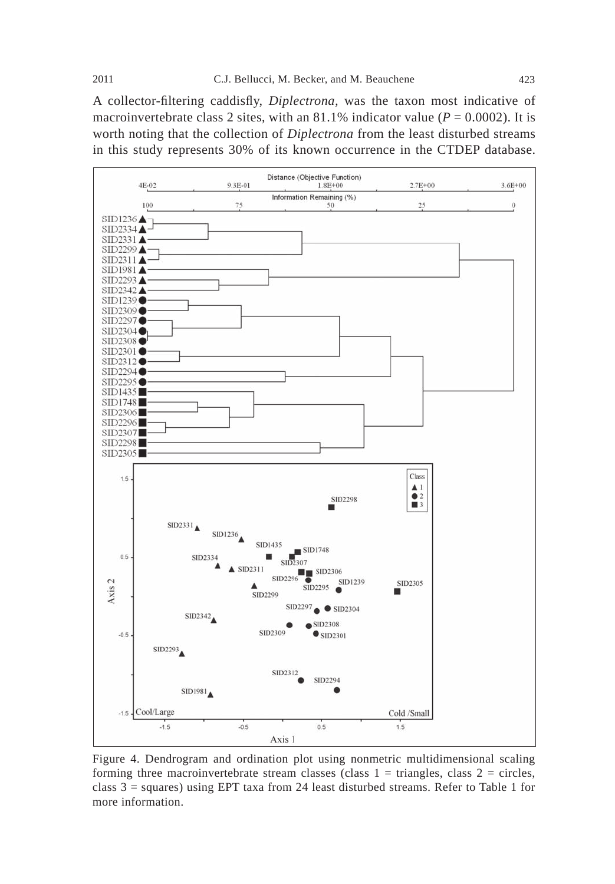A collector-filtering caddisfly, *Diplectrona,* was the taxon most indicative of macroinvertebrate class 2 sites, with an 81.1% indicator value ($P = 0.0002$). It is worth noting that the collection of *Diplectrona* from the least disturbed streams in this study represents 30% of its known occurrence in the CTDEP database.

Figure 4. Dendrogram and ordination plot using nonmetric multidimensional scaling forming three macroinvertebrate stream classes (class 1 = triangles, class 2 = circles, class 3 = squares) using EPT taxa from 24 least disturbed streams. Refer to Table 1 for more information.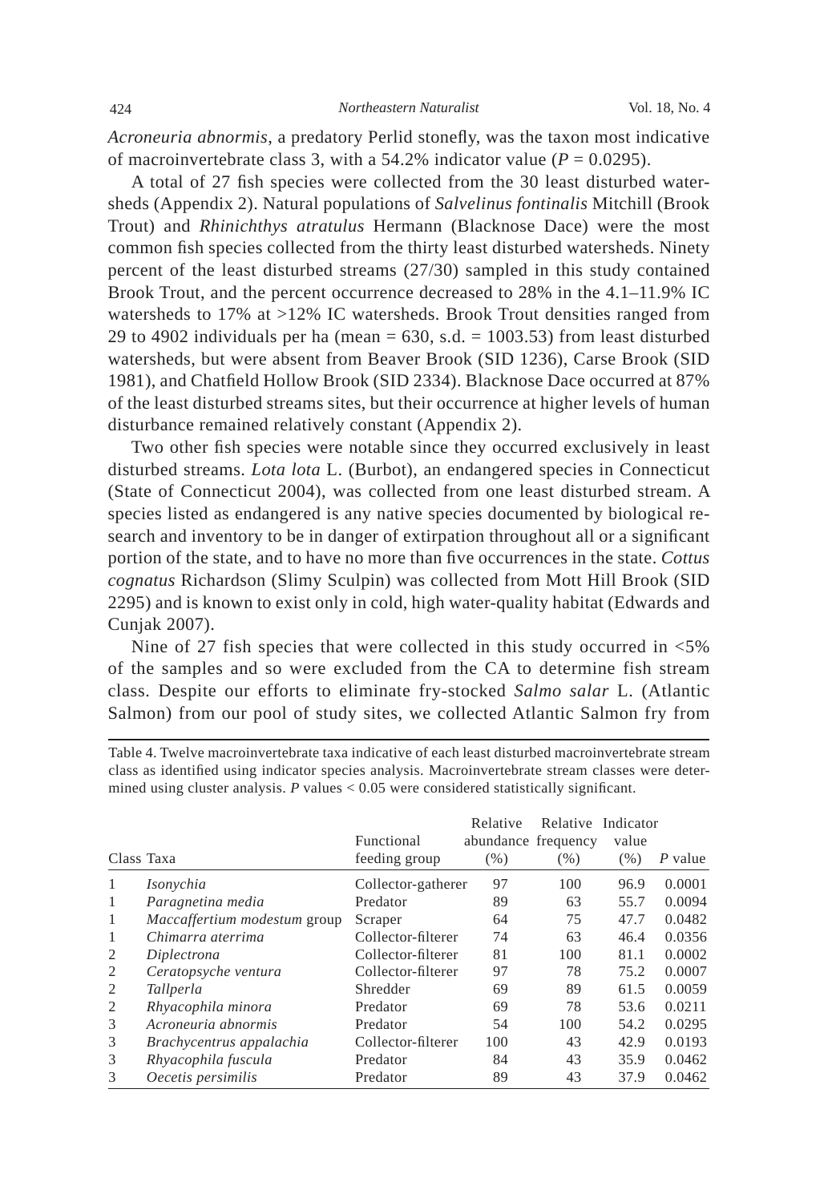*Acroneuria abnormis*, a predatory Perlid stonefly, was the taxon most indicative of macroinvertebrate class 3, with a 54.2% indicator value ($P = 0.0295$).

A total of 27 fish species were collected from the 30 least disturbed watersheds (Appendix 2). Natural populations of *Salvelinus fontinalis* Mitchill (Brook Trout) and *Rhinichthys atratulus* Hermann (Blacknose Dace) were the most common fish species collected from the thirty least disturbed watersheds. Ninety percent of the least disturbed streams (27/30) sampled in this study contained Brook Trout, and the percent occurrence decreased to 28% in the 4.1–11.9% IC watersheds to 17% at >12% IC watersheds. Brook Trout densities ranged from 29 to 4902 individuals per ha (mean = 630, s.d. = 1003.53) from least disturbed watersheds, but were absent from Beaver Brook (SID 1236), Carse Brook (SID 1981), and Chatfield Hollow Brook (SID 2334). Blacknose Dace occurred at 87% of the least disturbed streams sites, but their occurrence at higher levels of human disturbance remained relatively constant (Appendix 2).

Two other fish species were notable since they occurred exclusively in least disturbed streams. *Lota lota* L. (Burbot), an endangered species in Connecticut (State of Connecticut 2004), was collected from one least disturbed stream. A species listed as endangered is any native species documented by biological research and inventory to be in danger of extirpation throughout all or a significant portion of the state, and to have no more than five occurrences in the state. *Cottus cognatus* Richardson (Slimy Sculpin) was collected from Mott Hill Brook (SID 2295) and is known to exist only in cold, high water-quality habitat (Edwards and Cunjak 2007).

Nine of 27 fish species that were collected in this study occurred in <5% of the samples and so were excluded from the CA to determine fish stream class. Despite our efforts to eliminate fry-stocked *Salmo salar* L. (Atlantic Salmon) from our pool of study sites, we collected Atlantic Salmon fry from

Table 4. Twelve macroinvertebrate taxa indicative of each least disturbed macroinvertebrate stream class as identified using indicator species analysis. Macroinvertebrate stream classes were determined using cluster analysis. $P$ values < 0.05 were considered statistically significant.

| Class | Taxa | Functional feeding group | Relative abundance (%) | Relative frequency (%) | Indicator value (%) | $P$ value |
|---|---|---|---|---|---|---|
| 1 | *Isonychia* | Collector-gatherer | 97 | 100 | 96.9 | 0.0001 |
| 1 | *Paragnetina media* | Predator | 89 | 63 | 55.7 | 0.0094 |
| 1 | *Maccaffertium modestum* group | Scraper | 64 | 75 | 47.7 | 0.0482 |
| 1 | *Chimarra aterrima* | Collector-filterer | 74 | 63 | 46.4 | 0.0356 |
| 2 | *Diplectrona* | Collector-filterer | 81 | 100 | 81.1 | 0.0002 |
| 2 | *Ceratopsyche ventura* | Collector-filterer | 97 | 78 | 75.2 | 0.0007 |
| 2 | *Tallperla* | Shredder | 69 | 89 | 61.5 | 0.0059 |
| 2 | *Rhyacophila minora* | Predator | 69 | 78 | 53.6 | 0.0211 |
| 3 | *Acroneuria abnormis* | Predator | 54 | 100 | 54.2 | 0.0295 |
| 3 | *Brachycentrus appalachia* | Collector-filterer | 100 | 43 | 42.9 | 0.0193 |
| 3 | *Rhyacophila fuscula* | Predator | 84 | 43 | 35.9 | 0.0462 |
| 3 | *Oecetis persimilis* | Predator | 89 | 43 | 37.9 | 0.0462 |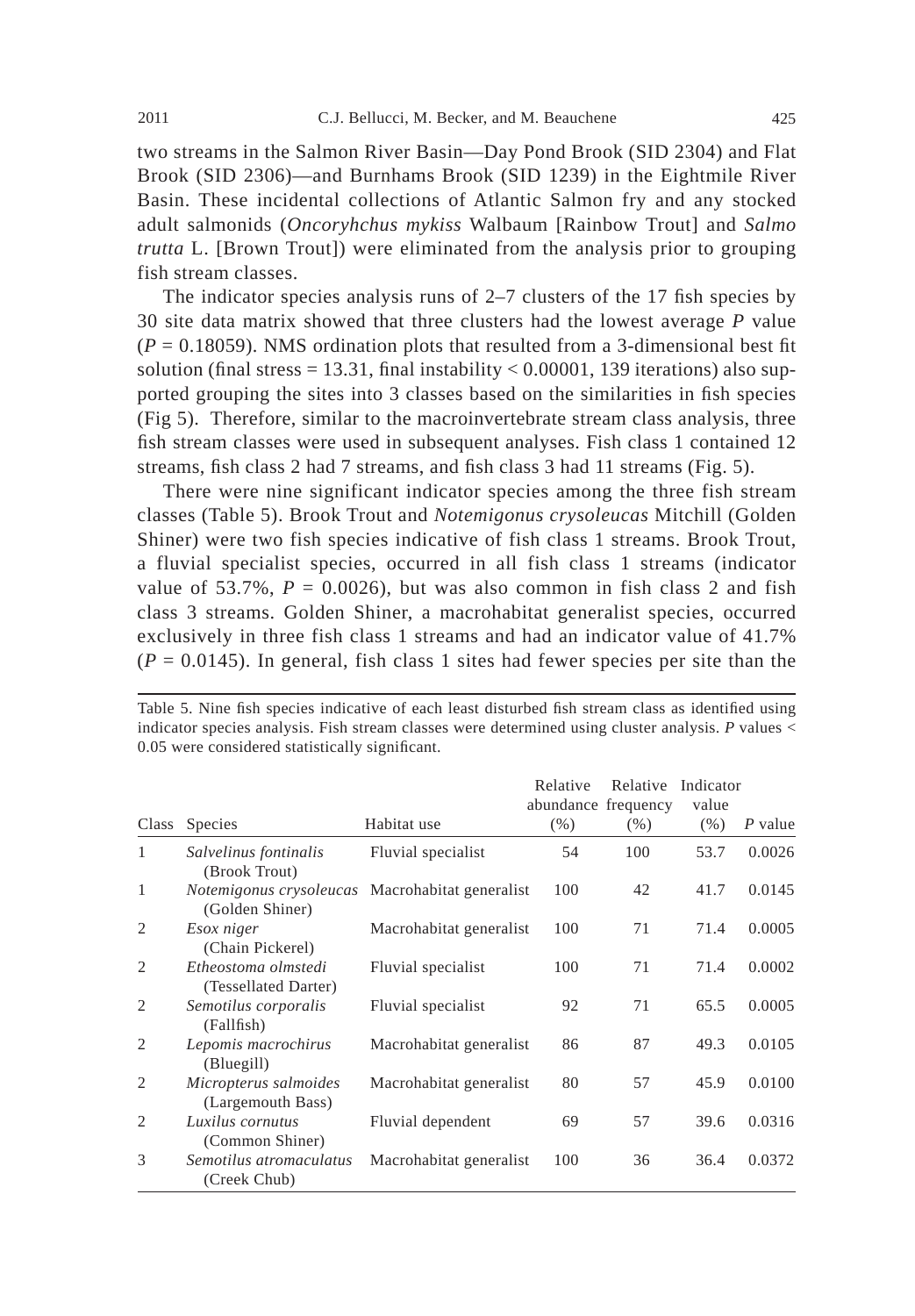two streams in the Salmon River Basin—Day Pond Brook (SID 2304) and Flat Brook (SID 2306)—and Burnhams Brook (SID 1239) in the Eightmile River Basin. These incidental collections of Atlantic Salmon fry and any stocked adult salmonids (*Oncoryhchus mykiss* Walbaum [Rainbow Trout] and *Salmo trutta* L. [Brown Trout]) were eliminated from the analysis prior to grouping fish stream classes.

The indicator species analysis runs of 2–7 clusters of the 17 fish species by 30 site data matrix showed that three clusters had the lowest average *P* value ($P = 0.18059$). NMS ordination plots that resulted from a 3-dimensional best fit solution (final stress = 13.31, final instability < 0.00001, 139 iterations) also supported grouping the sites into 3 classes based on the similarities in fish species (Fig 5). Therefore, similar to the macroinvertebrate stream class analysis, three fish stream classes were used in subsequent analyses. Fish class 1 contained 12 streams, fish class 2 had 7 streams, and fish class 3 had 11 streams (Fig. 5).

There were nine significant indicator species among the three fish stream classes (Table 5). Brook Trout and *Notemigonus crysoleucas* Mitchill (Golden Shiner) were two fish species indicative of fish class 1 streams. Brook Trout, a fluvial specialist species, occurred in all fish class 1 streams (indicator value of 53.7%, $P = 0.0026$), but was also common in fish class 2 and fish class 3 streams. Golden Shiner, a macrohabitat generalist species, occurred exclusively in three fish class 1 streams and had an indicator value of 41.7% ($P = 0.0145$). In general, fish class 1 sites had fewer species per site than the

Table 5. Nine fish species indicative of each least disturbed fish stream class as identified using indicator species analysis. Fish stream classes were determined using cluster analysis. *P* values < 0.05 were considered statistically significant.

| Class | Species | Habitat use | Relative abundance (%) | Relative frequency (%) | Indicator value (%) | *P* value |
|---|---|---|---|---|---|---|
| 1 | *Salvelinus fontinalis* (Brook Trout) | Fluvial specialist | 54 | 100 | 53.7 | 0.0026 |
| 1 | *Notemigonus crysoleucas* (Golden Shiner) | Macrohabitat generalist | 100 | 42 | 41.7 | 0.0145 |
| 2 | *Esox niger* (Chain Pickerel) | Macrohabitat generalist | 100 | 71 | 71.4 | 0.0005 |
| 2 | *Etheostoma olmstedi* (Tessellated Darter) | Fluvial specialist | 100 | 71 | 71.4 | 0.0002 |
| 2 | *Semotilus corporalis* (Fallfish) | Fluvial specialist | 92 | 71 | 65.5 | 0.0005 |
| 2 | *Lepomis macrochirus* (Bluegill) | Macrohabitat generalist | 86 | 87 | 49.3 | 0.0105 |
| 2 | *Micropterus salmoides* (Largemouth Bass) | Macrohabitat generalist | 80 | 57 | 45.9 | 0.0100 |
| 2 | *Luxilus cornutus* (Common Shiner) | Fluvial dependent | 69 | 57 | 39.6 | 0.0316 |
| 3 | *Semotilus atromaculatus* (Creek Chub) | Macrohabitat generalist | 100 | 36 | 36.4 | 0.0372 |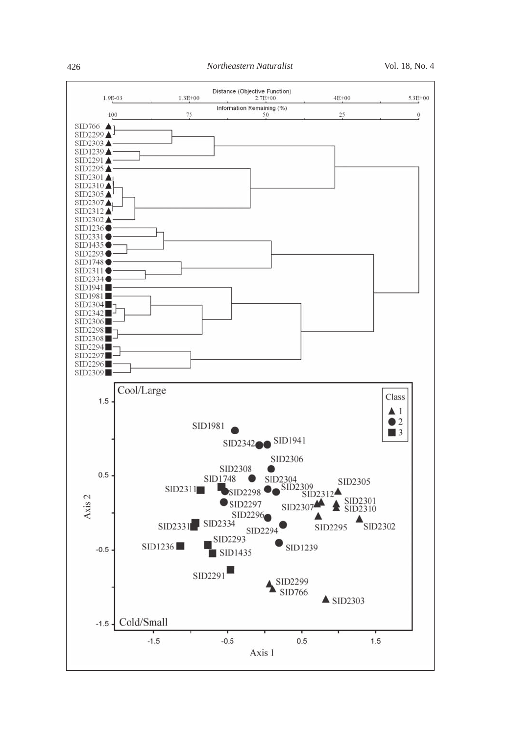Distance (Objective Function)

1.9E-03 — 1.3E+00 — 2.7E+00 — 4E+00 — 5.3E+00

Information Remaining (%)

100 — 75 — 50 — 25 — 0

SID766 ▲
SID2299 ▲
SID2303 ▲
SID1239 ▲
SID2291 ▲
SID2295 ▲
SID2301 ▲
SID2310 ▲
SID2305 ▲
SID2307 ▲
SID2312 ▲
SID2302 ▲
SID1236 ●
SID2331 ●
SID1435 ●
SID2293 ●
SID1748 ●
SID2311 ●
SID2334 ●
SID1941 ■
SID1981 ■
SID2304 ■
SID2342 ■
SID2306 ■
SID2298 ■
SID2308 ■
SID2294 ■
SID2297 ■
SID2296 ■
SID2309 ■

Cool/Large

Cold/Small

Class: ▲ 1, ● 2, ■ 3

Axis 1

Axis 2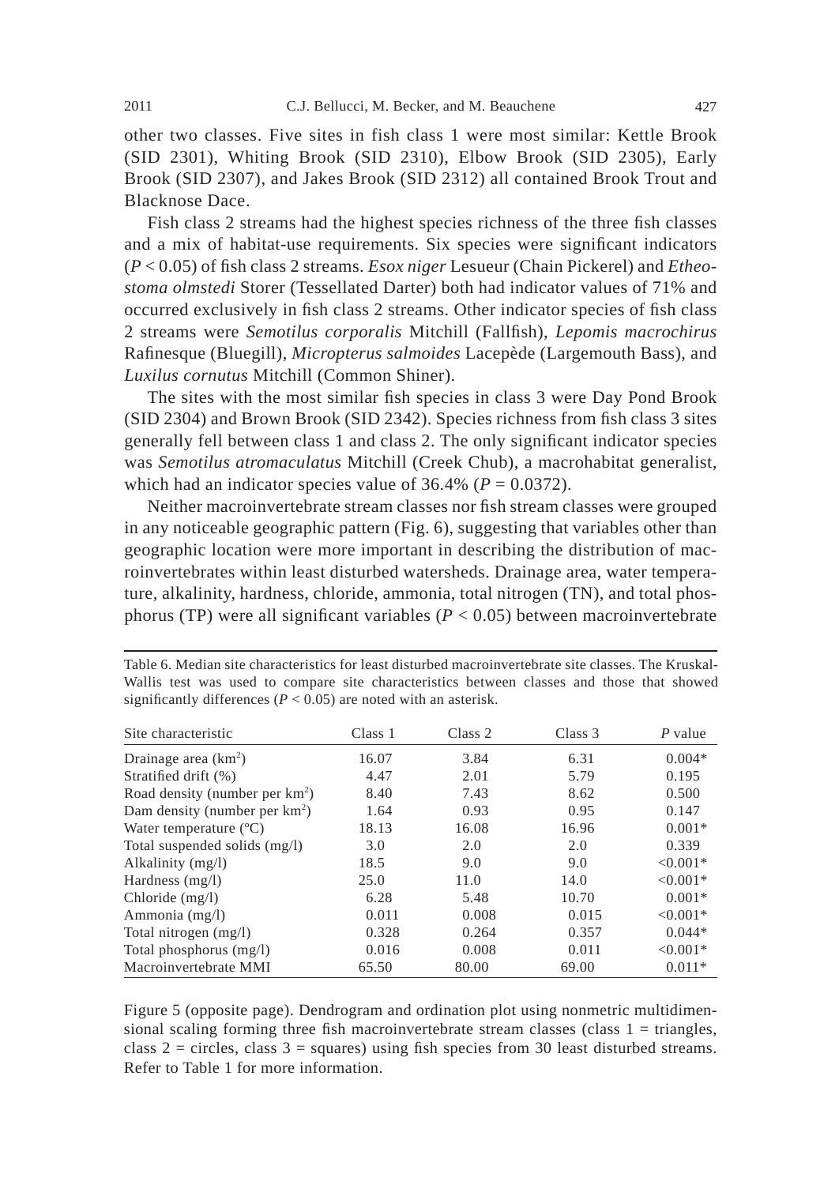other two classes. Five sites in fish class 1 were most similar: Kettle Brook (SID 2301), Whiting Brook (SID 2310), Elbow Brook (SID 2305), Early Brook (SID 2307), and Jakes Brook (SID 2312) all contained Brook Trout and Blacknose Dace.

Fish class 2 streams had the highest species richness of the three fish classes and a mix of habitat-use requirements. Six species were significant indicators ($P < 0.05$) of fish class 2 streams. *Esox niger* Lesueur (Chain Pickerel) and *Etheostoma olmstedi* Storer (Tessellated Darter) both had indicator values of 71% and occurred exclusively in fish class 2 streams. Other indicator species of fish class 2 streams were *Semotilus corporalis* Mitchill (Fallfish), *Lepomis macrochirus* Rafinesque (Bluegill), *Micropterus salmoides* Lacepède (Largemouth Bass), and *Luxilus cornutus* Mitchill (Common Shiner).

The sites with the most similar fish species in class 3 were Day Pond Brook (SID 2304) and Brown Brook (SID 2342). Species richness from fish class 3 sites generally fell between class 1 and class 2. The only significant indicator species was *Semotilus atromaculatus* Mitchill (Creek Chub), a macrohabitat generalist, which had an indicator species value of 36.4% ($P = 0.0372$).

Neither macroinvertebrate stream classes nor fish stream classes were grouped in any noticeable geographic pattern (Fig. 6), suggesting that variables other than geographic location were more important in describing the distribution of macroinvertebrates within least disturbed watersheds. Drainage area, water temperature, alkalinity, hardness, chloride, ammonia, total nitrogen (TN), and total phosphorus (TP) were all significant variables ($P < 0.05$) between macroinvertebrate

Table 6. Median site characteristics for least disturbed macroinvertebrate site classes. The Kruskal-Wallis test was used to compare site characteristics between classes and those that showed significantly differences ($P < 0.05$) are noted with an asterisk.

| Site characteristic | Class 1 | Class 2 | Class 3 | *P* value |
|---|---|---|---|---|
| Drainage area ($km^2$) | 16.07 | 3.84 | 6.31 | 0.004* |
| Stratified drift (%) | 4.47 | 2.01 | 5.79 | 0.195 |
| Road density (number per $km^2$) | 8.40 | 7.43 | 8.62 | 0.500 |
| Dam density (number per $km^2$) | 1.64 | 0.93 | 0.95 | 0.147 |
| Water temperature (ºC) | 18.13 | 16.08 | 16.96 | 0.001* |
| Total suspended solids (mg/l) | 3.0 | 2.0 | 2.0 | 0.339 |
| Alkalinity (mg/l) | 18.5 | 9.0 | 9.0 | <0.001* |
| Hardness (mg/l) | 25.0 | 11.0 | 14.0 | <0.001* |
| Chloride (mg/l) | 6.28 | 5.48 | 10.70 | 0.001* |
| Ammonia (mg/l) | 0.011 | 0.008 | 0.015 | <0.001* |
| Total nitrogen (mg/l) | 0.328 | 0.264 | 0.357 | 0.044* |
| Total phosphorus (mg/l) | 0.016 | 0.008 | 0.011 | <0.001* |
| Macroinvertebrate MMI | 65.50 | 80.00 | 69.00 | 0.011* |

Figure 5 (opposite page). Dendrogram and ordination plot using nonmetric multidimensional scaling forming three fish macroinvertebrate stream classes (class 1 = triangles, class 2 = circles, class 3 = squares) using fish species from 30 least disturbed streams. Refer to Table 1 for more information.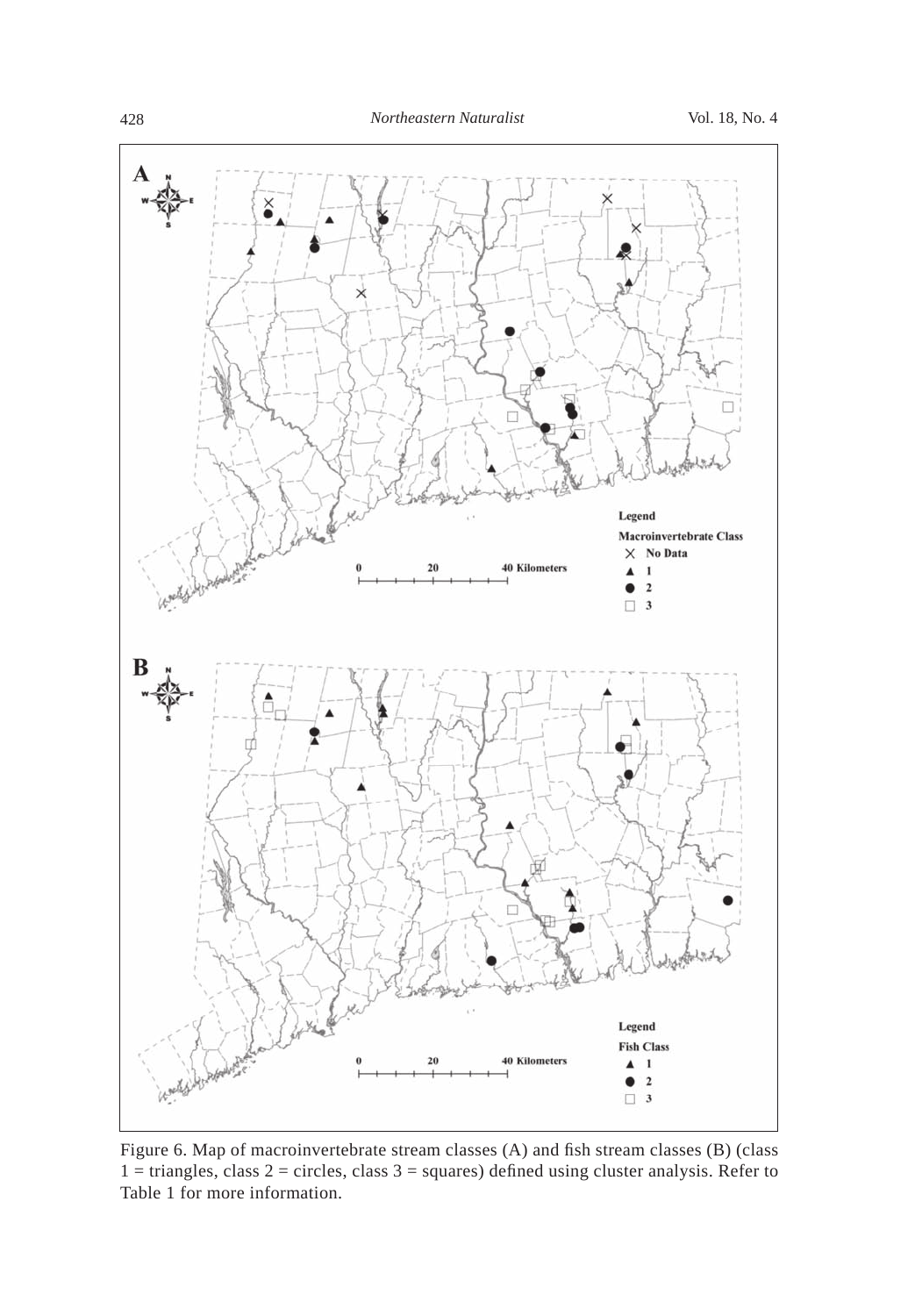Figure 6. Map of macroinvertebrate stream classes (A) and fish stream classes (B) (class 1 = triangles, class 2 = circles, class 3 = squares) defined using cluster analysis. Refer to Table 1 for more information.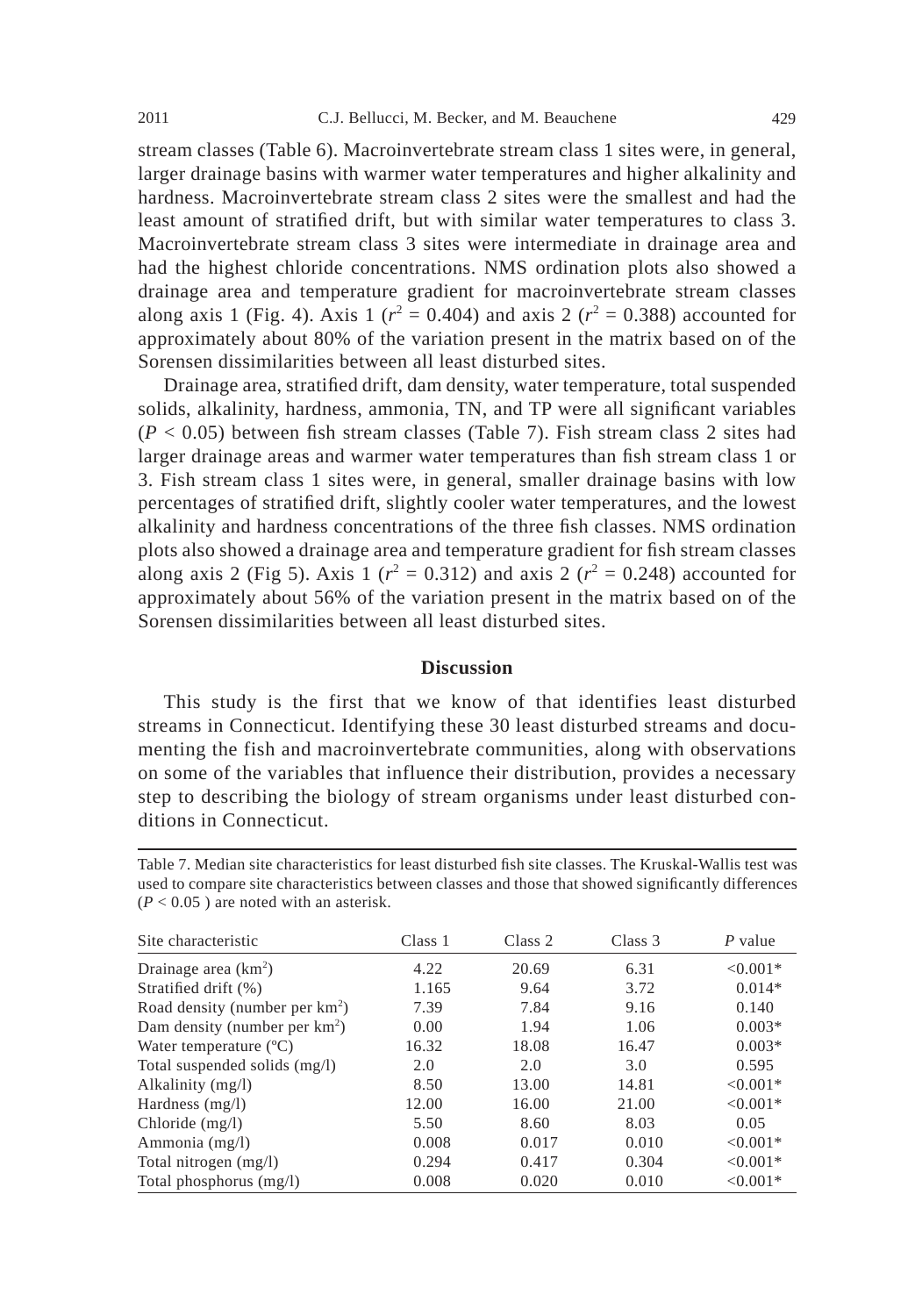stream classes (Table 6). Macroinvertebrate stream class 1 sites were, in general, larger drainage basins with warmer water temperatures and higher alkalinity and hardness. Macroinvertebrate stream class 2 sites were the smallest and had the least amount of stratified drift, but with similar water temperatures to class 3. Macroinvertebrate stream class 3 sites were intermediate in drainage area and had the highest chloride concentrations. NMS ordination plots also showed a drainage area and temperature gradient for macroinvertebrate stream classes along axis 1 (Fig. 4). Axis 1 ($r^2 = 0.404$) and axis 2 ($r^2 = 0.388$) accounted for approximately about 80% of the variation present in the matrix based on of the Sorensen dissimilarities between all least disturbed sites.

Drainage area, stratified drift, dam density, water temperature, total suspended solids, alkalinity, hardness, ammonia, TN, and TP were all significant variables ($P < 0.05$) between fish stream classes (Table 7). Fish stream class 2 sites had larger drainage areas and warmer water temperatures than fish stream class 1 or 3. Fish stream class 1 sites were, in general, smaller drainage basins with low percentages of stratified drift, slightly cooler water temperatures, and the lowest alkalinity and hardness concentrations of the three fish classes. NMS ordination plots also showed a drainage area and temperature gradient for fish stream classes along axis 2 (Fig 5). Axis 1 ($r^2 = 0.312$) and axis 2 ($r^2 = 0.248$) accounted for approximately about 56% of the variation present in the matrix based on of the Sorensen dissimilarities between all least disturbed sites.

## Discussion

This study is the first that we know of that identifies least disturbed streams in Connecticut. Identifying these 30 least disturbed streams and documenting the fish and macroinvertebrate communities, along with observations on some of the variables that influence their distribution, provides a necessary step to describing the biology of stream organisms under least disturbed conditions in Connecticut.

Table 7. Median site characteristics for least disturbed fish site classes. The Kruskal-Wallis test was used to compare site characteristics between classes and those that showed significantly differences ($P < 0.05$ ) are noted with an asterisk.

| Site characteristic | Class 1 | Class 2 | Class 3 | $P$ value |
|---|---|---|---|---|
| Drainage area (km$^2$) | 4.22 | 20.69 | 6.31 | <0.001* |
| Stratified drift (%) | 1.165 | 9.64 | 3.72 | 0.014* |
| Road density (number per km$^2$) | 7.39 | 7.84 | 9.16 | 0.140 |
| Dam density (number per km$^2$) | 0.00 | 1.94 | 1.06 | 0.003* |
| Water temperature (°C) | 16.32 | 18.08 | 16.47 | 0.003* |
| Total suspended solids (mg/l) | 2.0 | 2.0 | 3.0 | 0.595 |
| Alkalinity (mg/l) | 8.50 | 13.00 | 14.81 | <0.001* |
| Hardness (mg/l) | 12.00 | 16.00 | 21.00 | <0.001* |
| Chloride (mg/l) | 5.50 | 8.60 | 8.03 | 0.05 |
| Ammonia (mg/l) | 0.008 | 0.017 | 0.010 | <0.001* |
| Total nitrogen (mg/l) | 0.294 | 0.417 | 0.304 | <0.001* |
| Total phosphorus (mg/l) | 0.008 | 0.020 | 0.010 | <0.001* |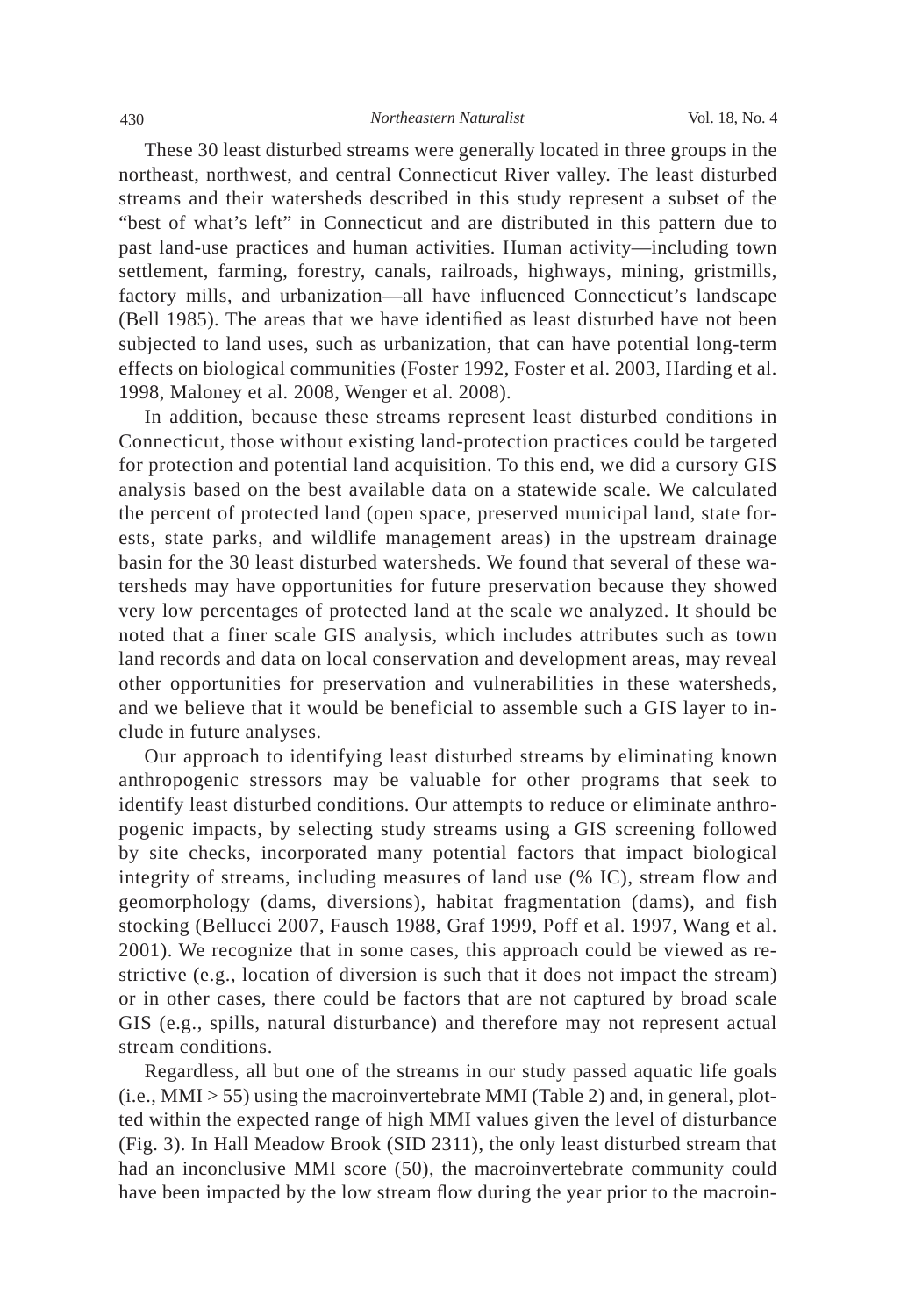These 30 least disturbed streams were generally located in three groups in the northeast, northwest, and central Connecticut River valley. The least disturbed streams and their watersheds described in this study represent a subset of the "best of what's left" in Connecticut and are distributed in this pattern due to past land-use practices and human activities. Human activity—including town settlement, farming, forestry, canals, railroads, highways, mining, gristmills, factory mills, and urbanization—all have influenced Connecticut's landscape (Bell 1985). The areas that we have identified as least disturbed have not been subjected to land uses, such as urbanization, that can have potential long-term effects on biological communities (Foster 1992, Foster et al. 2003, Harding et al. 1998, Maloney et al. 2008, Wenger et al. 2008).

In addition, because these streams represent least disturbed conditions in Connecticut, those without existing land-protection practices could be targeted for protection and potential land acquisition. To this end, we did a cursory GIS analysis based on the best available data on a statewide scale. We calculated the percent of protected land (open space, preserved municipal land, state forests, state parks, and wildlife management areas) in the upstream drainage basin for the 30 least disturbed watersheds. We found that several of these watersheds may have opportunities for future preservation because they showed very low percentages of protected land at the scale we analyzed. It should be noted that a finer scale GIS analysis, which includes attributes such as town land records and data on local conservation and development areas, may reveal other opportunities for preservation and vulnerabilities in these watersheds, and we believe that it would be beneficial to assemble such a GIS layer to include in future analyses.

Our approach to identifying least disturbed streams by eliminating known anthropogenic stressors may be valuable for other programs that seek to identify least disturbed conditions. Our attempts to reduce or eliminate anthropogenic impacts, by selecting study streams using a GIS screening followed by site checks, incorporated many potential factors that impact biological integrity of streams, including measures of land use (% IC), stream flow and geomorphology (dams, diversions), habitat fragmentation (dams), and fish stocking (Bellucci 2007, Fausch 1988, Graf 1999, Poff et al. 1997, Wang et al. 2001). We recognize that in some cases, this approach could be viewed as restrictive (e.g., location of diversion is such that it does not impact the stream) or in other cases, there could be factors that are not captured by broad scale GIS (e.g., spills, natural disturbance) and therefore may not represent actual stream conditions.

Regardless, all but one of the streams in our study passed aquatic life goals (i.e., MMI > 55) using the macroinvertebrate MMI (Table 2) and, in general, plotted within the expected range of high MMI values given the level of disturbance (Fig. 3). In Hall Meadow Brook (SID 2311), the only least disturbed stream that had an inconclusive MMI score (50), the macroinvertebrate community could have been impacted by the low stream flow during the year prior to the macroin-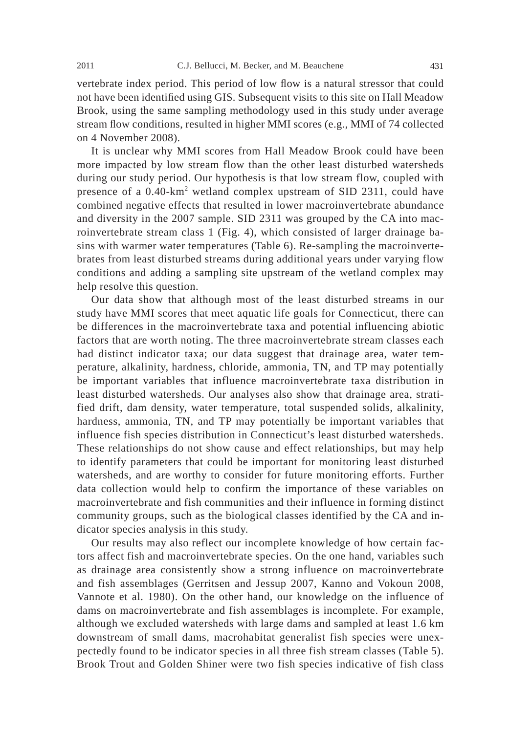vertebrate index period. This period of low flow is a natural stressor that could not have been identified using GIS. Subsequent visits to this site on Hall Meadow Brook, using the same sampling methodology used in this study under average stream flow conditions, resulted in higher MMI scores (e.g., MMI of 74 collected on 4 November 2008).

It is unclear why MMI scores from Hall Meadow Brook could have been more impacted by low stream flow than the other least disturbed watersheds during our study period. Our hypothesis is that low stream flow, coupled with presence of a 0.40-$km^2$ wetland complex upstream of SID 2311, could have combined negative effects that resulted in lower macroinvertebrate abundance and diversity in the 2007 sample. SID 2311 was grouped by the CA into macroinvertebrate stream class 1 (Fig. 4), which consisted of larger drainage basins with warmer water temperatures (Table 6). Re-sampling the macroinvertebrates from least disturbed streams during additional years under varying flow conditions and adding a sampling site upstream of the wetland complex may help resolve this question.

Our data show that although most of the least disturbed streams in our study have MMI scores that meet aquatic life goals for Connecticut, there can be differences in the macroinvertebrate taxa and potential influencing abiotic factors that are worth noting. The three macroinvertebrate stream classes each had distinct indicator taxa; our data suggest that drainage area, water temperature, alkalinity, hardness, chloride, ammonia, TN, and TP may potentially be important variables that influence macroinvertebrate taxa distribution in least disturbed watersheds. Our analyses also show that drainage area, stratified drift, dam density, water temperature, total suspended solids, alkalinity, hardness, ammonia, TN, and TP may potentially be important variables that influence fish species distribution in Connecticut's least disturbed watersheds. These relationships do not show cause and effect relationships, but may help to identify parameters that could be important for monitoring least disturbed watersheds, and are worthy to consider for future monitoring efforts. Further data collection would help to confirm the importance of these variables on macroinvertebrate and fish communities and their influence in forming distinct community groups, such as the biological classes identified by the CA and indicator species analysis in this study.

Our results may also reflect our incomplete knowledge of how certain factors affect fish and macroinvertebrate species. On the one hand, variables such as drainage area consistently show a strong influence on macroinvertebrate and fish assemblages (Gerritsen and Jessup 2007, Kanno and Vokoun 2008, Vannote et al. 1980). On the other hand, our knowledge on the influence of dams on macroinvertebrate and fish assemblages is incomplete. For example, although we excluded watersheds with large dams and sampled at least 1.6 km downstream of small dams, macrohabitat generalist fish species were unexpectedly found to be indicator species in all three fish stream classes (Table 5). Brook Trout and Golden Shiner were two fish species indicative of fish class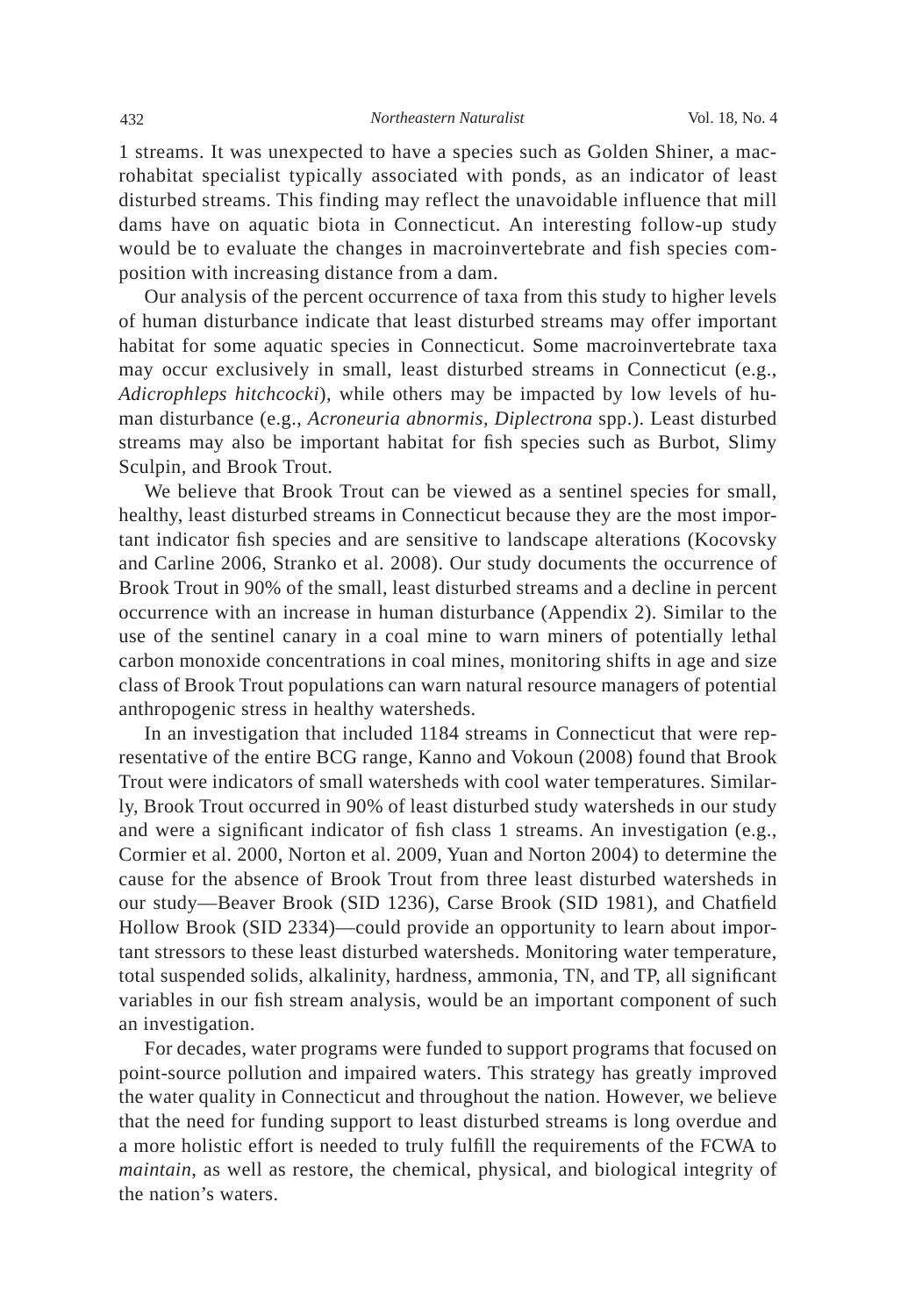1 streams. It was unexpected to have a species such as Golden Shiner, a macrohabitat specialist typically associated with ponds, as an indicator of least disturbed streams. This finding may reflect the unavoidable influence that mill dams have on aquatic biota in Connecticut. An interesting follow-up study would be to evaluate the changes in macroinvertebrate and fish species composition with increasing distance from a dam.

Our analysis of the percent occurrence of taxa from this study to higher levels of human disturbance indicate that least disturbed streams may offer important habitat for some aquatic species in Connecticut. Some macroinvertebrate taxa may occur exclusively in small, least disturbed streams in Connecticut (e.g., *Adicrophleps hitchcocki*), while others may be impacted by low levels of human disturbance (e.g., *Acroneuria abnormis, Diplectrona* spp.). Least disturbed streams may also be important habitat for fish species such as Burbot, Slimy Sculpin, and Brook Trout.

We believe that Brook Trout can be viewed as a sentinel species for small, healthy, least disturbed streams in Connecticut because they are the most important indicator fish species and are sensitive to landscape alterations (Kocovsky and Carline 2006, Stranko et al. 2008). Our study documents the occurrence of Brook Trout in 90% of the small, least disturbed streams and a decline in percent occurrence with an increase in human disturbance (Appendix 2). Similar to the use of the sentinel canary in a coal mine to warn miners of potentially lethal carbon monoxide concentrations in coal mines, monitoring shifts in age and size class of Brook Trout populations can warn natural resource managers of potential anthropogenic stress in healthy watersheds.

In an investigation that included 1184 streams in Connecticut that were representative of the entire BCG range, Kanno and Vokoun (2008) found that Brook Trout were indicators of small watersheds with cool water temperatures. Similarly, Brook Trout occurred in 90% of least disturbed study watersheds in our study and were a significant indicator of fish class 1 streams. An investigation (e.g., Cormier et al. 2000, Norton et al. 2009, Yuan and Norton 2004) to determine the cause for the absence of Brook Trout from three least disturbed watersheds in our study—Beaver Brook (SID 1236), Carse Brook (SID 1981), and Chatfield Hollow Brook (SID 2334)—could provide an opportunity to learn about important stressors to these least disturbed watersheds. Monitoring water temperature, total suspended solids, alkalinity, hardness, ammonia, TN, and TP, all significant variables in our fish stream analysis, would be an important component of such an investigation.

For decades, water programs were funded to support programs that focused on point-source pollution and impaired waters. This strategy has greatly improved the water quality in Connecticut and throughout the nation. However, we believe that the need for funding support to least disturbed streams is long overdue and a more holistic effort is needed to truly fulfill the requirements of the FCWA to *maintain*, as well as restore, the chemical, physical, and biological integrity of the nation's waters.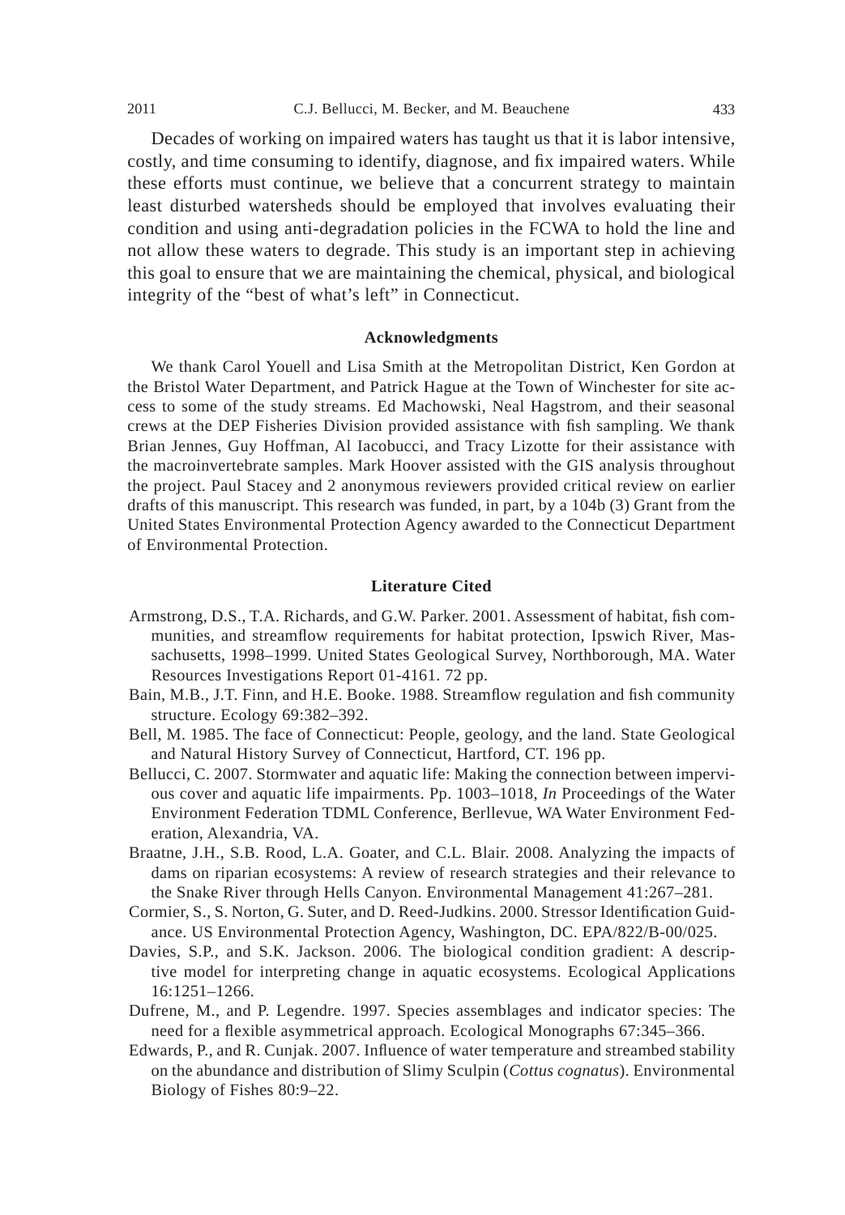Decades of working on impaired waters has taught us that it is labor intensive, costly, and time consuming to identify, diagnose, and fix impaired waters. While these efforts must continue, we believe that a concurrent strategy to maintain least disturbed watersheds should be employed that involves evaluating their condition and using anti-degradation policies in the FCWA to hold the line and not allow these waters to degrade. This study is an important step in achieving this goal to ensure that we are maintaining the chemical, physical, and biological integrity of the "best of what's left" in Connecticut.

## Acknowledgments

We thank Carol Youell and Lisa Smith at the Metropolitan District, Ken Gordon at the Bristol Water Department, and Patrick Hague at the Town of Winchester for site access to some of the study streams. Ed Machowski, Neal Hagstrom, and their seasonal crews at the DEP Fisheries Division provided assistance with fish sampling. We thank Brian Jennes, Guy Hoffman, Al Iacobucci, and Tracy Lizotte for their assistance with the macroinvertebrate samples. Mark Hoover assisted with the GIS analysis throughout the project. Paul Stacey and 2 anonymous reviewers provided critical review on earlier drafts of this manuscript. This research was funded, in part, by a 104b (3) Grant from the United States Environmental Protection Agency awarded to the Connecticut Department of Environmental Protection.

## Literature Cited

Armstrong, D.S., T.A. Richards, and G.W. Parker. 2001. Assessment of habitat, fish communities, and streamflow requirements for habitat protection, Ipswich River, Massachusetts, 1998–1999. United States Geological Survey, Northborough, MA. Water Resources Investigations Report 01-4161. 72 pp.

Bain, M.B., J.T. Finn, and H.E. Booke. 1988. Streamflow regulation and fish community structure. Ecology 69:382–392.

Bell, M. 1985. The face of Connecticut: People, geology, and the land. State Geological and Natural History Survey of Connecticut, Hartford, CT. 196 pp.

Bellucci, C. 2007. Stormwater and aquatic life: Making the connection between impervious cover and aquatic life impairments. Pp. 1003–1018, *In* Proceedings of the Water Environment Federation TDML Conference, Berllevue, WA Water Environment Federation, Alexandria, VA.

Braatne, J.H., S.B. Rood, L.A. Goater, and C.L. Blair. 2008. Analyzing the impacts of dams on riparian ecosystems: A review of research strategies and their relevance to the Snake River through Hells Canyon. Environmental Management 41:267–281.

Cormier, S., S. Norton, G. Suter, and D. Reed-Judkins. 2000. Stressor Identification Guidance. US Environmental Protection Agency, Washington, DC. EPA/822/B-00/025.

Davies, S.P., and S.K. Jackson. 2006. The biological condition gradient: A descriptive model for interpreting change in aquatic ecosystems. Ecological Applications 16:1251–1266.

Dufrene, M., and P. Legendre. 1997. Species assemblages and indicator species: The need for a flexible asymmetrical approach. Ecological Monographs 67:345–366.

Edwards, P., and R. Cunjak. 2007. Influence of water temperature and streambed stability on the abundance and distribution of Slimy Sculpin (*Cottus cognatus*). Environmental Biology of Fishes 80:9–22.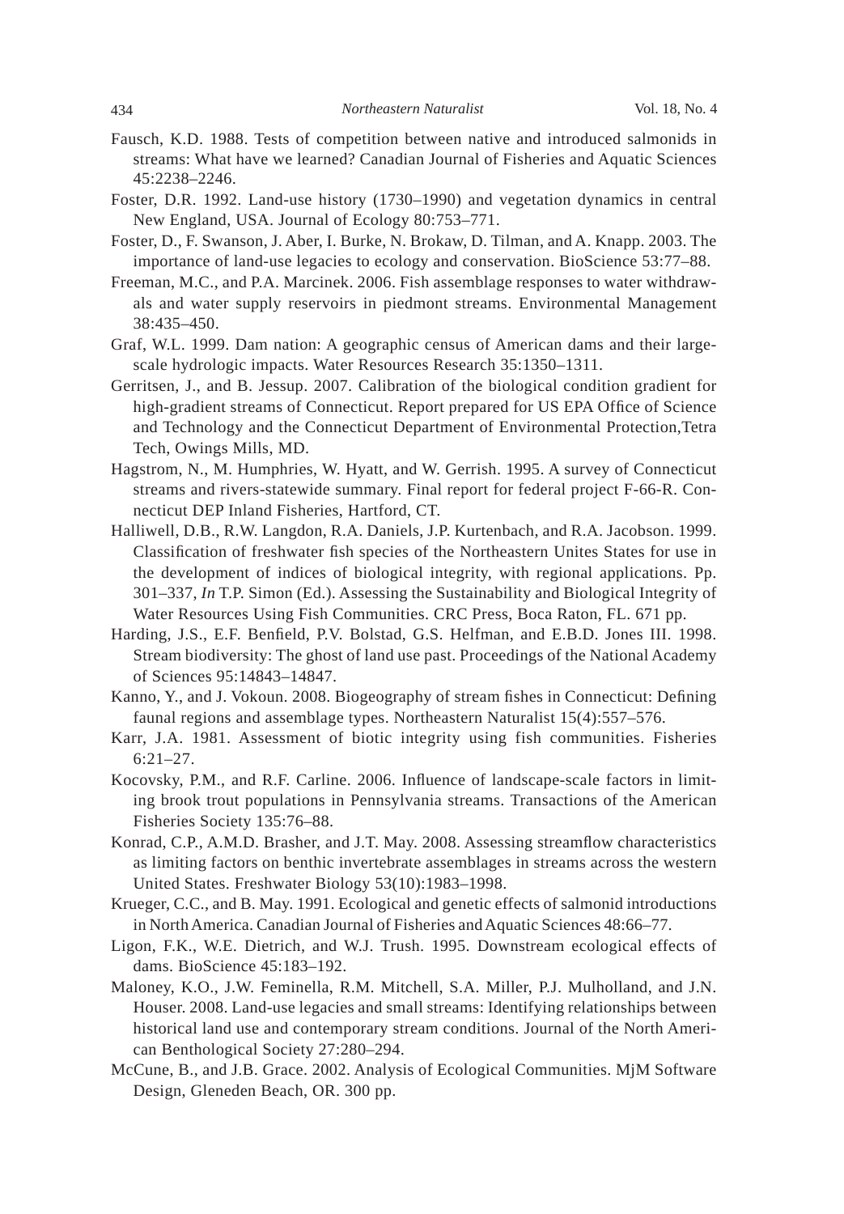Fausch, K.D. 1988. Tests of competition between native and introduced salmonids in streams: What have we learned? Canadian Journal of Fisheries and Aquatic Sciences 45:2238–2246.

Foster, D.R. 1992. Land-use history (1730–1990) and vegetation dynamics in central New England, USA. Journal of Ecology 80:753–771.

Foster, D., F. Swanson, J. Aber, I. Burke, N. Brokaw, D. Tilman, and A. Knapp. 2003. The importance of land-use legacies to ecology and conservation. BioScience 53:77–88.

Freeman, M.C., and P.A. Marcinek. 2006. Fish assemblage responses to water withdrawals and water supply reservoirs in piedmont streams. Environmental Management 38:435–450.

Graf, W.L. 1999. Dam nation: A geographic census of American dams and their large-scale hydrologic impacts. Water Resources Research 35:1350–1311.

Gerritsen, J., and B. Jessup. 2007. Calibration of the biological condition gradient for high-gradient streams of Connecticut. Report prepared for US EPA Office of Science and Technology and the Connecticut Department of Environmental Protection,Tetra Tech, Owings Mills, MD.

Hagstrom, N., M. Humphries, W. Hyatt, and W. Gerrish. 1995. A survey of Connecticut streams and rivers-statewide summary. Final report for federal project F-66-R. Connecticut DEP Inland Fisheries, Hartford, CT.

Halliwell, D.B., R.W. Langdon, R.A. Daniels, J.P. Kurtenbach, and R.A. Jacobson. 1999. Classification of freshwater fish species of the Northeastern Unites States for use in the development of indices of biological integrity, with regional applications. Pp. 301–337, *In* T.P. Simon (Ed.). Assessing the Sustainability and Biological Integrity of Water Resources Using Fish Communities. CRC Press, Boca Raton, FL. 671 pp.

Harding, J.S., E.F. Benfield, P.V. Bolstad, G.S. Helfman, and E.B.D. Jones III. 1998. Stream biodiversity: The ghost of land use past. Proceedings of the National Academy of Sciences 95:14843–14847.

Kanno, Y., and J. Vokoun. 2008. Biogeography of stream fishes in Connecticut: Defining faunal regions and assemblage types. Northeastern Naturalist 15(4):557–576.

Karr, J.A. 1981. Assessment of biotic integrity using fish communities. Fisheries 6:21–27.

Kocovsky, P.M., and R.F. Carline. 2006. Influence of landscape-scale factors in limiting brook trout populations in Pennsylvania streams. Transactions of the American Fisheries Society 135:76–88.

Konrad, C.P., A.M.D. Brasher, and J.T. May. 2008. Assessing streamflow characteristics as limiting factors on benthic invertebrate assemblages in streams across the western United States. Freshwater Biology 53(10):1983–1998.

Krueger, C.C., and B. May. 1991. Ecological and genetic effects of salmonid introductions in North America. Canadian Journal of Fisheries and Aquatic Sciences 48:66–77.

Ligon, F.K., W.E. Dietrich, and W.J. Trush. 1995. Downstream ecological effects of dams. BioScience 45:183–192.

Maloney, K.O., J.W. Feminella, R.M. Mitchell, S.A. Miller, P.J. Mulholland, and J.N. Houser. 2008. Land-use legacies and small streams: Identifying relationships between historical land use and contemporary stream conditions. Journal of the North American Benthological Society 27:280–294.

McCune, B., and J.B. Grace. 2002. Analysis of Ecological Communities. MjM Software Design, Gleneden Beach, OR. 300 pp.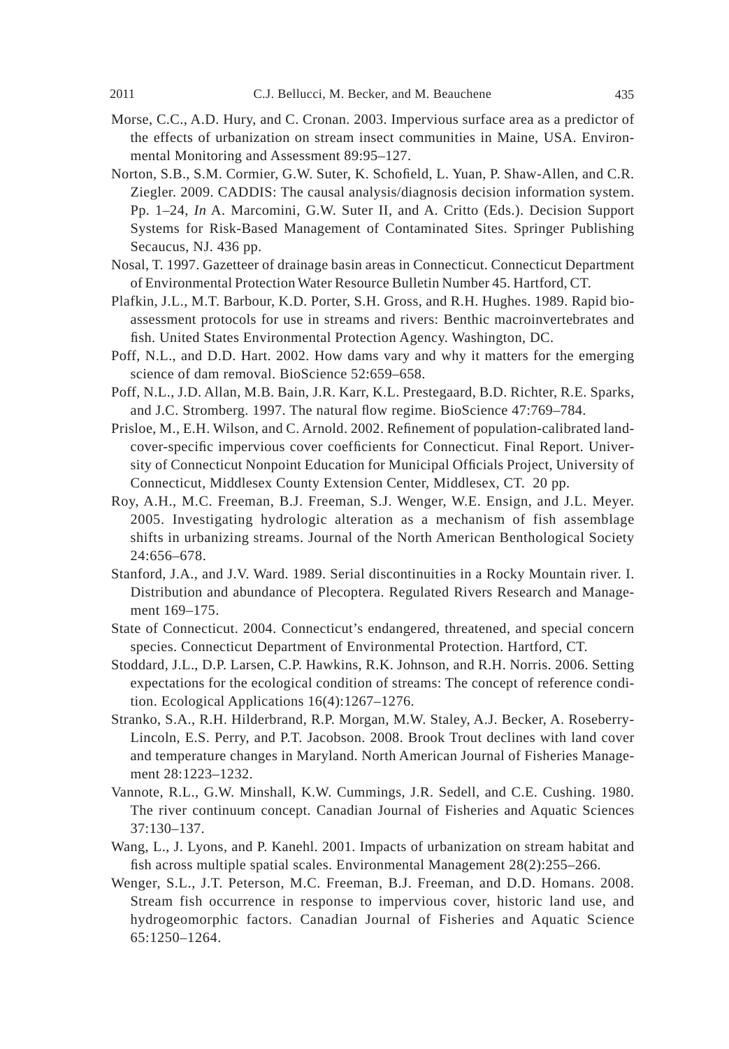Morse, C.C., A.D. Hury, and C. Cronan. 2003. Impervious surface area as a predictor of the effects of urbanization on stream insect communities in Maine, USA. Environmental Monitoring and Assessment 89:95–127.

Norton, S.B., S.M. Cormier, G.W. Suter, K. Schofield, L. Yuan, P. Shaw-Allen, and C.R. Ziegler. 2009. CADDIS: The causal analysis/diagnosis decision information system. Pp. 1–24, *In* A. Marcomini, G.W. Suter II, and A. Critto (Eds.). Decision Support Systems for Risk-Based Management of Contaminated Sites. Springer Publishing Secaucus, NJ. 436 pp.

Nosal, T. 1997. Gazetteer of drainage basin areas in Connecticut. Connecticut Department of Environmental Protection Water Resource Bulletin Number 45. Hartford, CT.

Plafkin, J.L., M.T. Barbour, K.D. Porter, S.H. Gross, and R.H. Hughes. 1989. Rapid bioassessment protocols for use in streams and rivers: Benthic macroinvertebrates and fish. United States Environmental Protection Agency. Washington, DC.

Poff, N.L., and D.D. Hart. 2002. How dams vary and why it matters for the emerging science of dam removal. BioScience 52:659–658.

Poff, N.L., J.D. Allan, M.B. Bain, J.R. Karr, K.L. Prestegaard, B.D. Richter, R.E. Sparks, and J.C. Stromberg. 1997. The natural flow regime. BioScience 47:769–784.

Prisloe, M., E.H. Wilson, and C. Arnold. 2002. Refinement of population-calibrated land-cover-specific impervious cover coefficients for Connecticut. Final Report. University of Connecticut Nonpoint Education for Municipal Officials Project, University of Connecticut, Middlesex County Extension Center, Middlesex, CT. 20 pp.

Roy, A.H., M.C. Freeman, B.J. Freeman, S.J. Wenger, W.E. Ensign, and J.L. Meyer. 2005. Investigating hydrologic alteration as a mechanism of fish assemblage shifts in urbanizing streams. Journal of the North American Benthological Society 24:656–678.

Stanford, J.A., and J.V. Ward. 1989. Serial discontinuities in a Rocky Mountain river. I. Distribution and abundance of Plecoptera. Regulated Rivers Research and Management 169–175.

State of Connecticut. 2004. Connecticut's endangered, threatened, and special concern species. Connecticut Department of Environmental Protection. Hartford, CT.

Stoddard, J.L., D.P. Larsen, C.P. Hawkins, R.K. Johnson, and R.H. Norris. 2006. Setting expectations for the ecological condition of streams: The concept of reference condition. Ecological Applications 16(4):1267–1276.

Stranko, S.A., R.H. Hilderbrand, R.P. Morgan, M.W. Staley, A.J. Becker, A. Roseberry-Lincoln, E.S. Perry, and P.T. Jacobson. 2008. Brook Trout declines with land cover and temperature changes in Maryland. North American Journal of Fisheries Management 28:1223–1232.

Vannote, R.L., G.W. Minshall, K.W. Cummings, J.R. Sedell, and C.E. Cushing. 1980. The river continuum concept. Canadian Journal of Fisheries and Aquatic Sciences 37:130–137.

Wang, L., J. Lyons, and P. Kanehl. 2001. Impacts of urbanization on stream habitat and fish across multiple spatial scales. Environmental Management 28(2):255–266.

Wenger, S.L., J.T. Peterson, M.C. Freeman, B.J. Freeman, and D.D. Homans. 2008. Stream fish occurrence in response to impervious cover, historic land use, and hydrogeomorphic factors. Canadian Journal of Fisheries and Aquatic Science 65:1250–1264.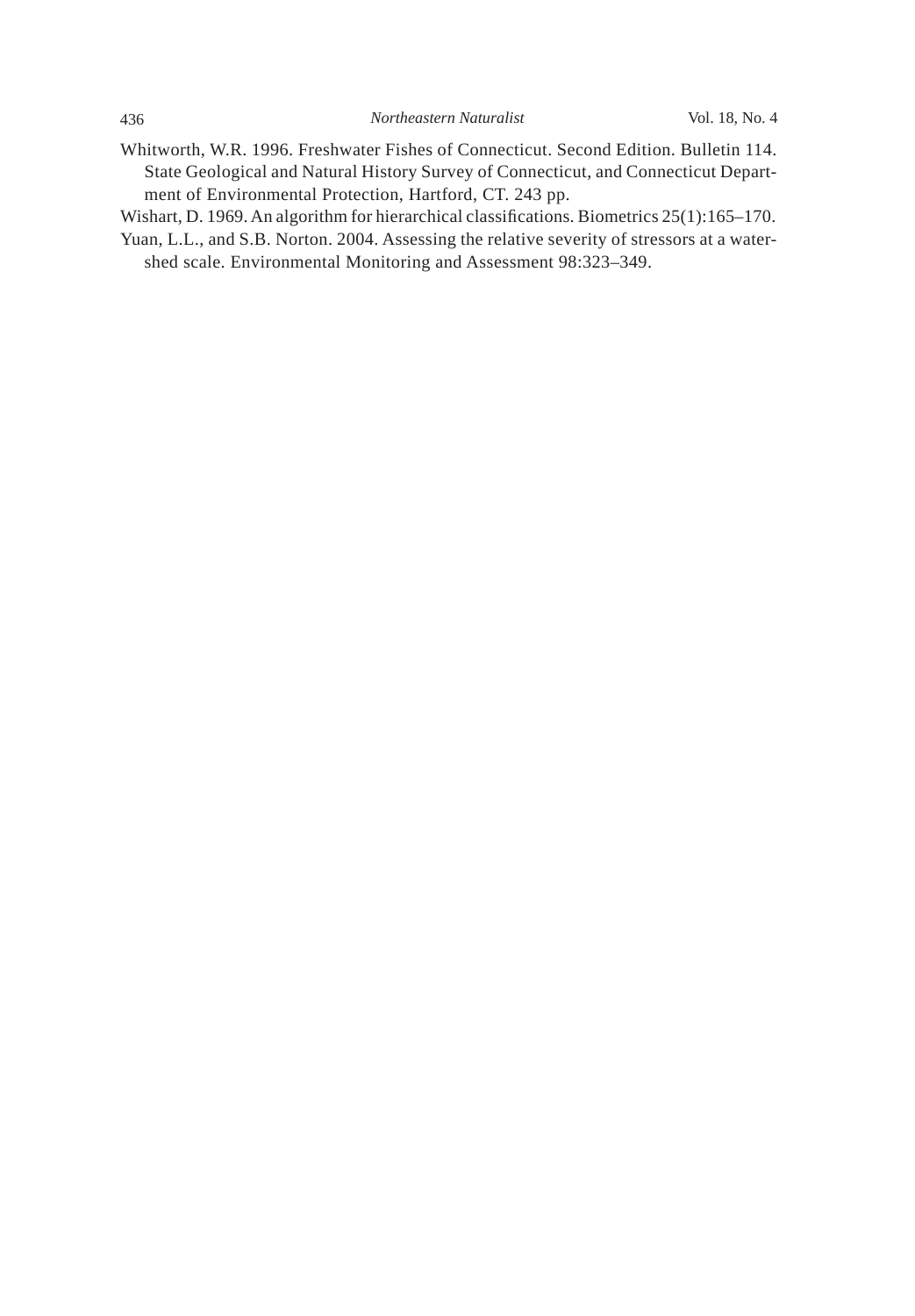Whitworth, W.R. 1996. Freshwater Fishes of Connecticut. Second Edition. Bulletin 114. State Geological and Natural History Survey of Connecticut, and Connecticut Department of Environmental Protection, Hartford, CT. 243 pp.

Wishart, D. 1969. An algorithm for hierarchical classifications. Biometrics 25(1):165–170.

Yuan, L.L., and S.B. Norton. 2004. Assessing the relative severity of stressors at a watershed scale. Environmental Monitoring and Assessment 98:323–349.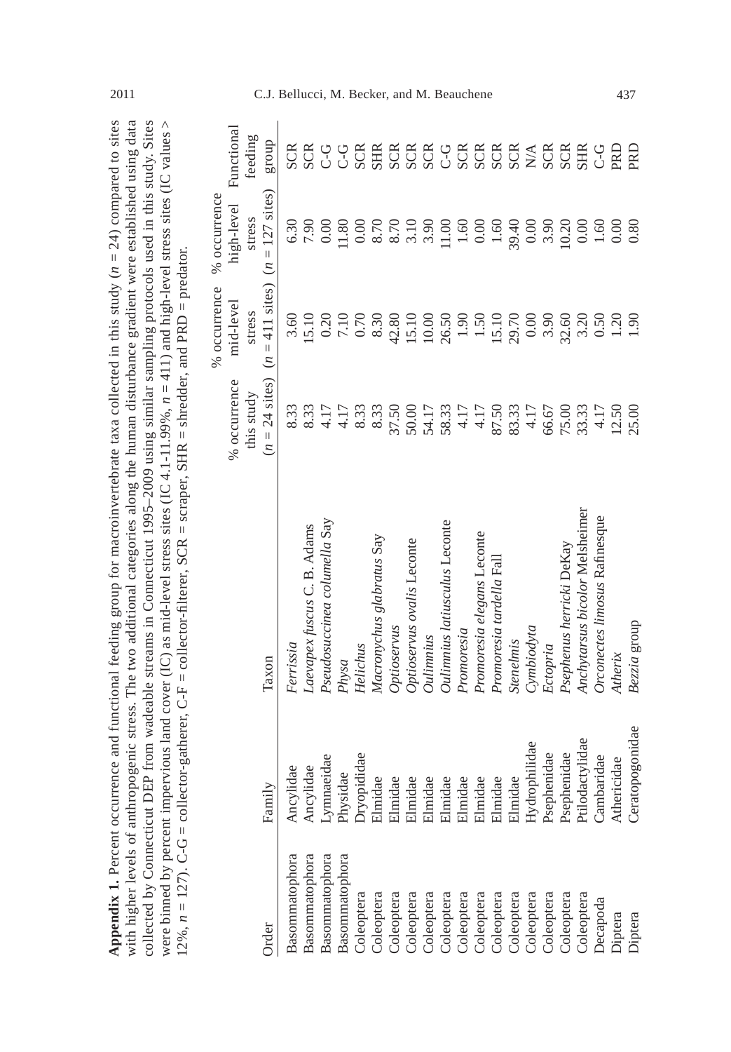**Appendix 1.** Percent occurrence and functional feeding group for macroinvertebrate taxa collected in this study ($n = 24$) compared to sites with higher levels of anthropogenic stress. The two additional categories along the human disturbance gradient were established using data collected by Connecticut DEP from wadeable streams in Connecticut 1995–2009 using similar sampling protocols used in this study. Sites were binned by percent impervious land cover (IC) as mid-level stress sites (IC 4.1-11.99%, $n = 411$) and high-level stress sites (IC values > 12%, $n = 127$). C-G = collector-gatherer, C-F = collector-filterer, SCR = scraper, SHR = shredder, and PRD = predator.

| Order | Family | Taxon | % occurrence this study ($n = 24$ sites) | % occurrence mid-level stress ($n = 411$ sites) | % occurrence high-level stress ($n = 127$ sites) | Functional feeding group |
|---|---|---|---|---|---|---|
| Basommatophora | Ancylidae | *Ferrissia* | 8.33 | 3.60 | 6.30 | SCR |
| Basommatophora | Ancylidae | *Laevapex fuscus* C. B. Adams | 8.33 | 15.10 | 7.90 | SCR |
| Basommatophora | Lymnaeidae | *Pseudosuccinea columella* Say | 4.17 | 0.20 | 0.00 | C-G |
| Basommatophora | Physidae | *Physa* | 4.17 | 7.10 | 11.80 | C-G |
| Coleoptera | Dryopididae | *Helichus* | 8.33 | 0.70 | 0.00 | SCR |
| Coleoptera | Elmidae | *Macronychus glabratus* Say | 8.33 | 8.30 | 8.70 | SHR |
| Coleoptera | Elmidae | *Optioservus* | 37.50 | 42.80 | 8.70 | SCR |
| Coleoptera | Elmidae | *Optioservus ovalis* Leconte | 50.00 | 15.10 | 3.10 | SCR |
| Coleoptera | Elmidae | *Oulimnius* | 54.17 | 10.00 | 3.90 | SCR |
| Coleoptera | Elmidae | *Oulimnius latiusculus* Leconte | 58.33 | 26.50 | 11.00 | C-G |
| Coleoptera | Elmidae | *Promoresia* | 4.17 | 1.90 | 1.60 | SCR |
| Coleoptera | Elmidae | *Promoresia elegans* Leconte | 4.17 | 1.50 | 0.00 | SCR |
| Coleoptera | Elmidae | *Promoresia tardella* Fall | 87.50 | 15.10 | 1.60 | SCR |
| Coleoptera | Elmidae | *Stenelmis* | 83.33 | 29.70 | 39.40 | SCR |
| Coleoptera | Hydrophilidae | *Cymbiodyta* | 4.17 | 0.00 | 0.00 | N/A |
| Coleoptera | Psephenidae | *Ectopria* | 66.67 | 3.90 | 3.90 | SCR |
| Coleoptera | Psephenidae | *Psephenus herricki* DeKay | 75.00 | 32.60 | 10.20 | SCR |
| Coleoptera | Ptilodactylidae | *Anchytarsus bicolor* Melsheimer | 33.33 | 3.20 | 0.00 | SHR |
| Decapoda | Cambaridae | *Orconectes limosus* Rafinesque | 4.17 | 0.50 | 1.60 | C-G |
| Diptera | Athericidae | *Atherix* | 12.50 | 1.20 | 0.00 | PRD |
| Diptera | Ceratopogonidae | *Bezzia* group | 25.00 | 1.90 | 0.80 | PRD |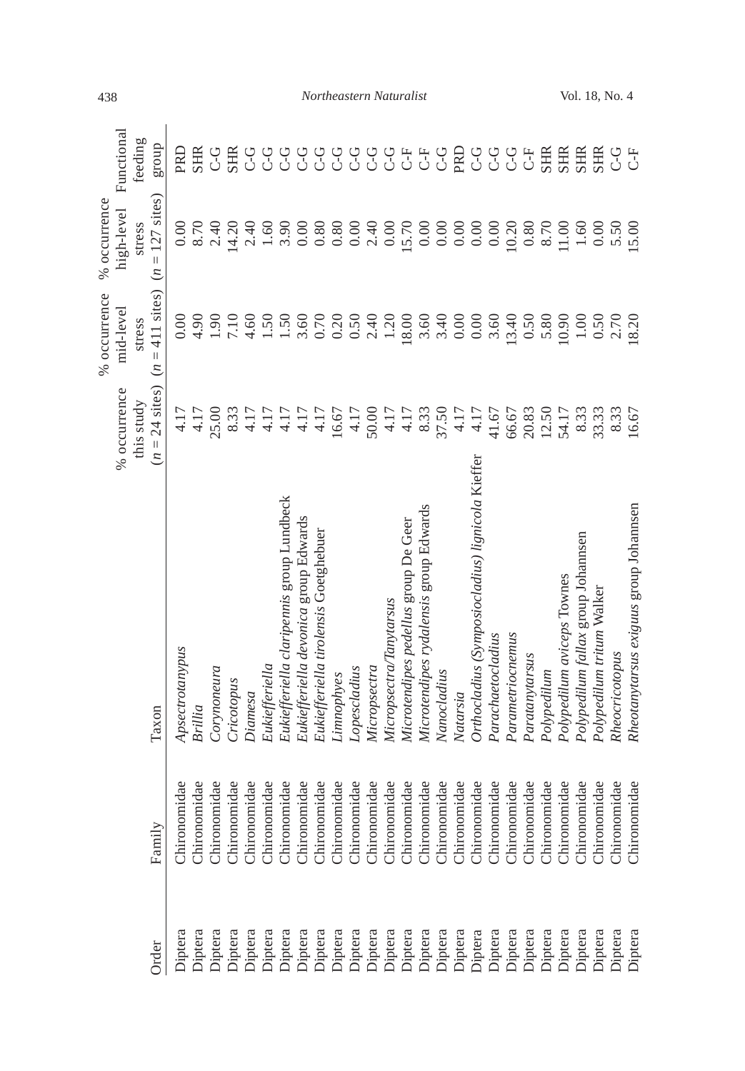| Order | Family | Taxon | % occurrence this study ($n$ = 24 sites) | % occurrence mid-level stress ($n$ = 411 sites) | % occurrence high-level stress ($n$ = 127 sites) | Functional feeding group |
|---|---|---|---|---|---|---|
| Diptera | Chironomidae | *Apsectrotanypus* | 4.17 | 0.00 | 0.00 | PRD |
| Diptera | Chironomidae | *Brillia* | 4.17 | 4.90 | 8.70 | SHR |
| Diptera | Chironomidae | *Corynoneura* | 25.00 | 1.90 | 2.40 | C-G |
| Diptera | Chironomidae | *Cricotopus* | 8.33 | 7.10 | 14.20 | SHR |
| Diptera | Chironomidae | *Diamesa* | 4.17 | 4.60 | 2.40 | C-G |
| Diptera | Chironomidae | *Eukiefferiella* | 4.17 | 1.50 | 1.60 | C-G |
| Diptera | Chironomidae | *Eukiefferiella claripennis* group Lundbeck | 4.17 | 1.50 | 3.90 | C-G |
| Diptera | Chironomidae | *Eukiefferiella devonica* group Edwards | 4.17 | 3.60 | 0.00 | C-G |
| Diptera | Chironomidae | *Eukiefferiella tirolensis* Goetghebuer | 4.17 | 0.70 | 0.80 | C-G |
| Diptera | Chironomidae | *Limnophyes* | 16.67 | 0.20 | 0.80 | C-G |
| Diptera | Chironomidae | *Lopescladius* | 4.17 | 0.50 | 0.00 | C-G |
| Diptera | Chironomidae | *Micropsectra* | 50.00 | 2.40 | 2.40 | C-G |
| Diptera | Chironomidae | *Micropsectra/Tanytarsus* | 4.17 | 1.20 | 0.00 | C-G |
| Diptera | Chironomidae | *Microtendipes pedellus* group De Geer | 4.17 | 18.00 | 15.70 | C-F |
| Diptera | Chironomidae | *Microtendipes rydalensis* group Edwards | 8.33 | 3.60 | 0.00 | C-F |
| Diptera | Chironomidae | *Nanocladius* | 37.50 | 3.40 | 0.00 | C-G |
| Diptera | Chironomidae | *Natarsia* | 4.17 | 0.00 | 0.00 | PRD |
| Diptera | Chironomidae | *Orthocladius (Symposiocladius) lignicola* Kieffer | 4.17 | 0.00 | 0.00 | C-G |
| Diptera | Chironomidae | *Parachaetocladius* | 41.67 | 3.60 | 0.00 | C-G |
| Diptera | Chironomidae | *Parametriocnemus* | 66.67 | 13.40 | 10.20 | C-G |
| Diptera | Chironomidae | *Paratanytarsus* | 20.83 | 0.50 | 0.80 | C-F |
| Diptera | Chironomidae | *Polypedilum* | 12.50 | 5.80 | 8.70 | SHR |
| Diptera | Chironomidae | *Polypedilum aviceps* Townes | 54.17 | 10.90 | 11.00 | SHR |
| Diptera | Chironomidae | *Polypedilum fallax* group Johannsen | 8.33 | 1.00 | 1.60 | SHR |
| Diptera | Chironomidae | *Polypedilum tritum* Walker | 33.33 | 0.50 | 0.00 | SHR |
| Diptera | Chironomidae | *Rheocricotopus* | 8.33 | 2.70 | 5.50 | C-G |
| Diptera | Chironomidae | *Rheotanytarsus exiguus* group Johannsen | 16.67 | 18.20 | 15.00 | C-F |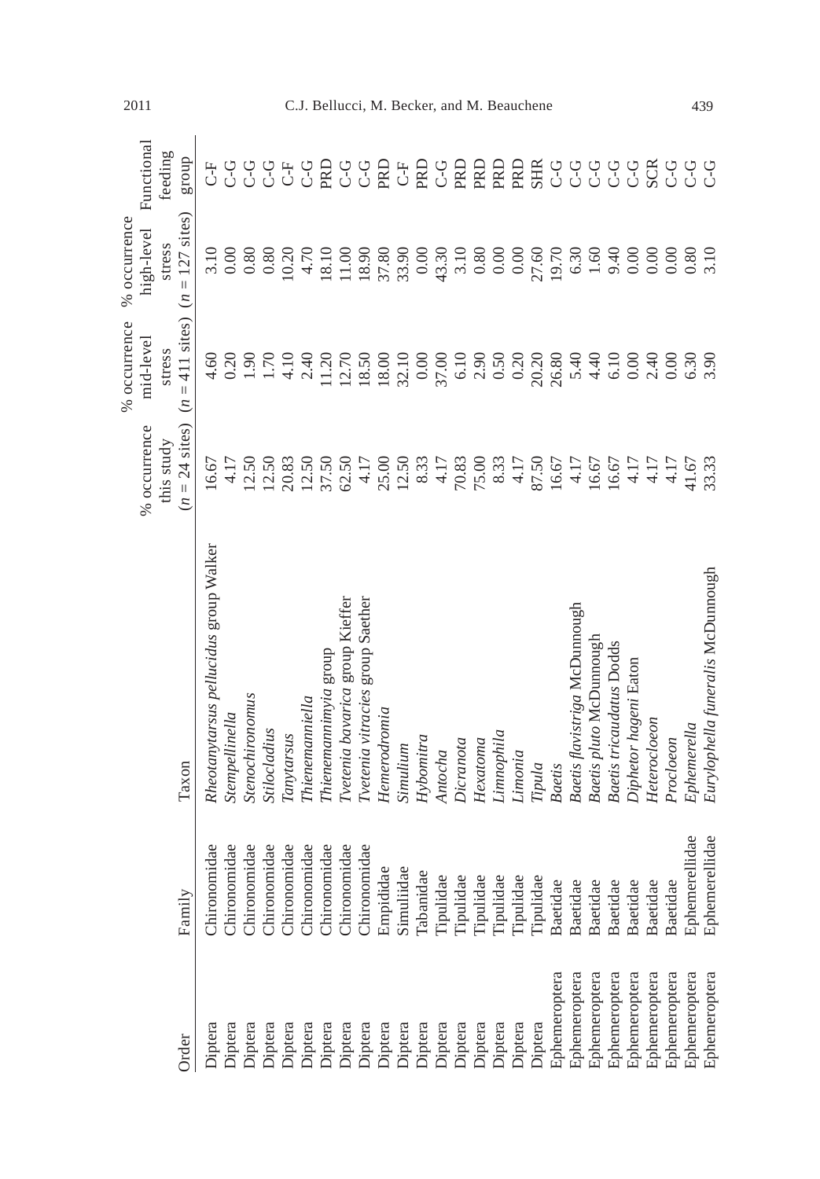| Order | Family | Taxon | % occurrence this study ($n$ = 24 sites) | % occurrence mid-level stress ($n$ = 411 sites) | % occurrence high-level stress ($n$ = 127 sites) | Functional feeding group |
|---|---|---|---|---|---|---|
| Diptera | Chironomidae | *Rheotanytarsus pellucidus* group Walker | 16.67 | 4.60 | 3.10 | C-F |
| Diptera | Chironomidae | *Stempellinella* | 4.17 | 0.20 | 0.00 | C-G |
| Diptera | Chironomidae | *Stenochironomus* | 12.50 | 1.90 | 0.80 | C-G |
| Diptera | Chironomidae | *Stilocladius* | 12.50 | 1.70 | 0.80 | C-G |
| Diptera | Chironomidae | *Tanytarsus* | 20.83 | 4.10 | 10.20 | C-F |
| Diptera | Chironomidae | *Thienemanniella* | 12.50 | 2.40 | 4.70 | C-G |
| Diptera | Chironomidae | *Thienemannimyia* group | 37.50 | 11.20 | 18.10 | PRD |
| Diptera | Chironomidae | *Tvetenia bavarica* group Kieffer | 62.50 | 12.70 | 11.00 | C-G |
| Diptera | Chironomidae | *Tvetenia vitracies* group Saether | 4.17 | 18.50 | 18.90 | C-G |
| Diptera | Empididae | *Hemerodromia* | 25.00 | 18.00 | 37.80 | PRD |
| Diptera | Simuliidae | *Simulium* | 12.50 | 32.10 | 33.90 | C-F |
| Diptera | Tabanidae | *Hybomitra* | 8.33 | 0.00 | 0.00 | PRD |
| Diptera | Tipulidae | *Antocha* | 4.17 | 37.00 | 43.30 | C-G |
| Diptera | Tipulidae | *Dicranota* | 70.83 | 6.10 | 3.10 | PRD |
| Diptera | Tipulidae | *Hexatoma* | 75.00 | 2.90 | 0.80 | PRD |
| Diptera | Tipulidae | *Limnophila* | 8.33 | 0.50 | 0.00 | PRD |
| Diptera | Tipulidae | *Limonia* | 4.17 | 0.20 | 0.00 | PRD |
| Diptera | Tipulidae | *Tipula* | 87.50 | 20.20 | 27.60 | SHR |
| Ephemeroptera | Baetidae | *Baetis* | 16.67 | 26.80 | 19.70 | C-G |
| Ephemeroptera | Baetidae | *Baetis flavistriga* McDunnough | 4.17 | 5.40 | 6.30 | C-G |
| Ephemeroptera | Baetidae | *Baetis pluto* McDunnough | 16.67 | 4.40 | 1.60 | C-G |
| Ephemeroptera | Baetidae | *Baetis tricaudatus* Dodds | 16.67 | 6.10 | 9.40 | C-G |
| Ephemeroptera | Baetidae | *Diphetor hageni* Eaton | 4.17 | 0.00 | 0.00 | C-G |
| Ephemeroptera | Baetidae | *Heterocloeon* | 4.17 | 2.40 | 0.00 | SCR |
| Ephemeroptera | Baetidae | *Procloeon* | 4.17 | 0.00 | 0.00 | C-G |
| Ephemeroptera | Ephemerellidae | *Ephemerella* | 41.67 | 6.30 | 0.80 | C-G |
| Ephemeroptera | Ephemerellidae | *Eurylophella funeralis* McDunnough | 33.33 | 3.90 | 3.10 | C-G |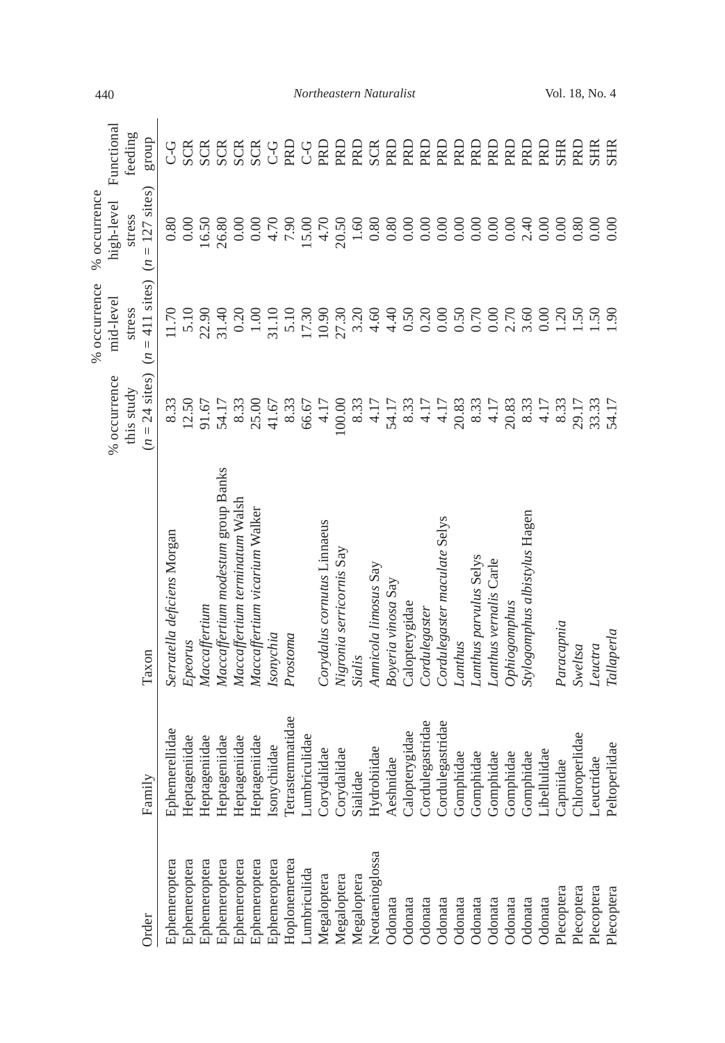| Order | Family | Taxon | % occurrence this study ($n$ = 24 sites) | % occurrence mid-level stress ($n$ = 411 sites) | % occurrence high-level stress ($n$ = 127 sites) | Functional feeding group |
|---|---|---|---|---|---|---|
| Ephemeroptera | Ephemerellidae | *Serratella deficiens* Morgan | 8.33 | 11.70 | 0.80 | C-G |
| Ephemeroptera | Heptageniidae | *Epeorus* | 12.50 | 5.10 | 0.00 | SCR |
| Ephemeroptera | Heptageniidae | *Maccaffertium* | 91.67 | 22.90 | 16.50 | SCR |
| Ephemeroptera | Heptageniidae | *Maccaffertium modestum* group Banks | 54.17 | 31.40 | 26.80 | SCR |
| Ephemeroptera | Heptageniidae | *Maccaffertium terminatum* Walsh | 8.33 | 0.20 | 0.00 | SCR |
| Ephemeroptera | Heptageniidae | *Maccaffertium vicarium* Walker | 25.00 | 1.00 | 0.00 | SCR |
| Ephemeroptera | Isonychiidae | *Isonychia* | 41.67 | 31.10 | 4.70 | C-G |
| Hoplonemertea | Tetrastemmatidae | *Prostoma* | 8.33 | 5.10 | 7.90 | PRD |
| Lumbriculida | Lumbriculidae | | 66.67 | 17.30 | 15.00 | C-G |
| Megaloptera | Corydalidae | *Corydalus cornutus* Linnaeus | 4.17 | 10.90 | 4.70 | PRD |
| Megaloptera | Corydalidae | *Nigronia serricornis* Say | 100.00 | 27.30 | 20.50 | PRD |
| Megaloptera | Sialidae | *Sialis* | 8.33 | 3.20 | 1.60 | PRD |
| Neotaenioglossa | Hydrobiidae | *Amnicola limosus* Say | 4.17 | 4.60 | 0.80 | SCR |
| Odonata | Aeshnidae | *Boyeria vinosa* Say | 54.17 | 4.40 | 0.80 | PRD |
| Odonata | Calopterygidae | Calopterygidae | 8.33 | 0.50 | 0.00 | PRD |
| Odonata | Cordulegastridae | *Cordulegaster* | 4.17 | 0.20 | 0.00 | PRD |
| Odonata | Cordulegastridae | *Cordulegaster maculate* Selys | 4.17 | 0.00 | 0.00 | PRD |
| Odonata | Gomphidae | *Lanthus* | 20.83 | 0.50 | 0.00 | PRD |
| Odonata | Gomphidae | *Lanthus parvulus* Selys | 8.33 | 0.70 | 0.00 | PRD |
| Odonata | Gomphidae | *Lanthus vernalis* Carle | 4.17 | 0.00 | 0.00 | PRD |
| Odonata | Gomphidae | *Ophiogomphus* | 20.83 | 2.70 | 0.00 | PRD |
| Odonata | Gomphidae | *Stylogomphus albistylus* Hagen | 8.33 | 3.60 | 2.40 | PRD |
| Odonata | Libellulidae | | 4.17 | 0.00 | 0.00 | PRD |
| Plecoptera | Capniidae | *Paracapnia* | 8.33 | 1.20 | 0.00 | SHR |
| Plecoptera | Chloroperlidae | *Sweltsa* | 29.17 | 1.50 | 0.80 | PRD |
| Plecoptera | Leuctridae | *Leuctra* | 33.33 | 1.50 | 0.00 | SHR |
| Plecoptera | Peltoperlidae | *Tallaperla* | 54.17 | 1.90 | 0.00 | SHR |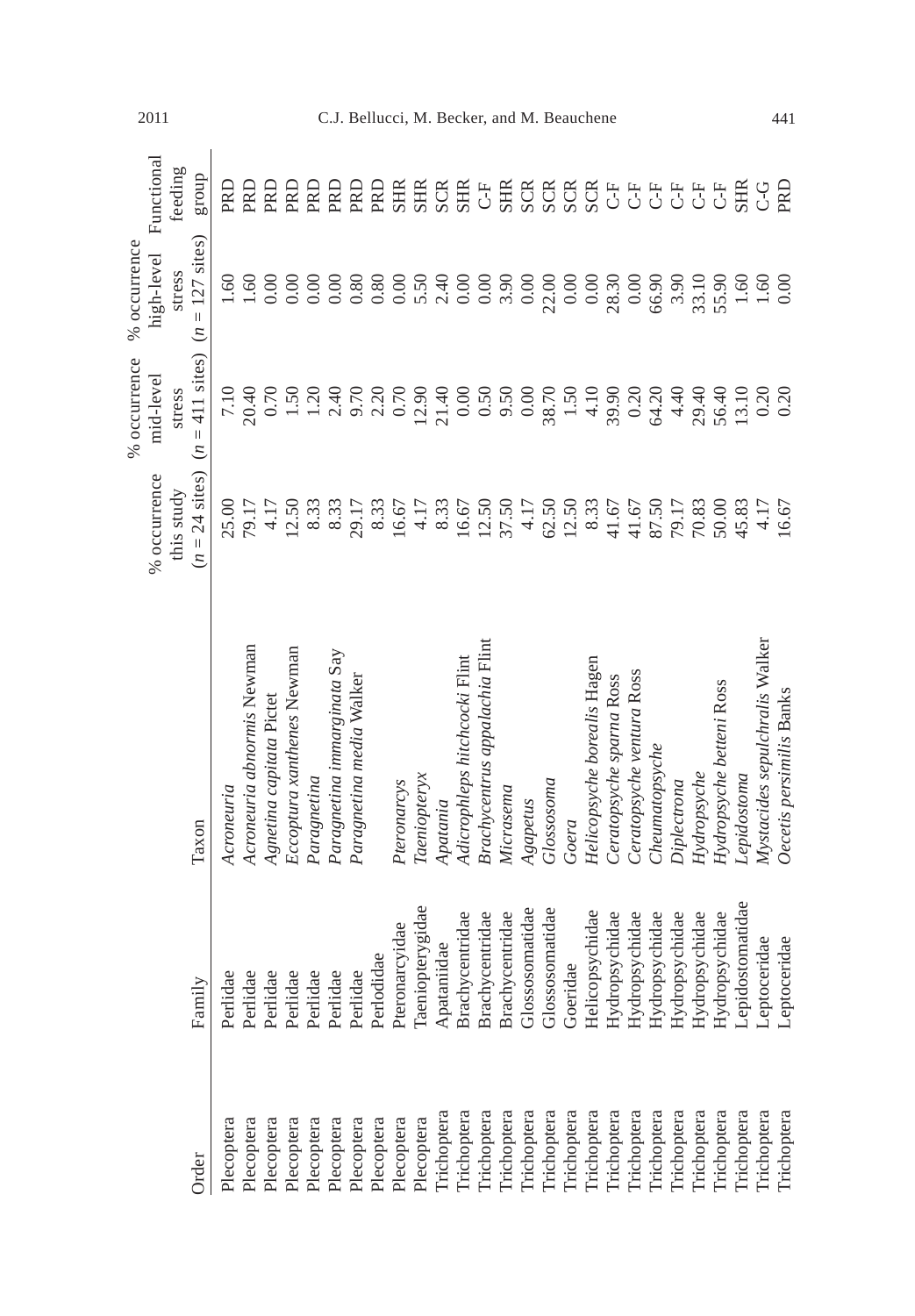| Order | Family | Taxon | % occurrence this study ($n$ = 24 sites) | % occurrence mid-level stress ($n$ = 411 sites) | % occurrence high-level stress ($n$ = 127 sites) | Functional feeding group |
|---|---|---|---|---|---|---|
| Plecoptera | Perlidae | *Acroneuria* | 25.00 | 7.10 | 1.60 | PRD |
| Plecoptera | Perlidae | *Acroneuria abnormis* Newman | 79.17 | 20.40 | 1.60 | PRD |
| Plecoptera | Perlidae | *Agnetina capitata* Pictet | 4.17 | 0.70 | 0.00 | PRD |
| Plecoptera | Perlidae | *Eccoptura xanthenes* Newman | 12.50 | 1.50 | 0.00 | PRD |
| Plecoptera | Perlidae | *Paragnetina* | 8.33 | 1.20 | 0.00 | PRD |
| Plecoptera | Perlidae | *Paragnetina immarginata* Say | 8.33 | 2.40 | 0.00 | PRD |
| Plecoptera | Perlidae | *Paragnetina media* Walker | 29.17 | 9.70 | 0.80 | PRD |
| Plecoptera | Perlodidae | | 8.33 | 2.20 | 0.80 | PRD |
| Plecoptera | Pteronarcyidae | *Pteronarcys* | 16.67 | 0.70 | 0.00 | SHR |
| Plecoptera | Taeniopterygidae | *Taeniopteryx* | 4.17 | 12.90 | 5.50 | SHR |
| Trichoptera | Apataniidae | *Apatania* | 8.33 | 21.40 | 2.40 | SCR |
| Trichoptera | Brachycentridae | *Adicrophleps hitchcocki* Flint | 16.67 | 0.00 | 0.00 | SHR |
| Trichoptera | Brachycentridae | *Brachycentrus appalachia* Flint | 12.50 | 0.50 | 0.00 | C-F |
| Trichoptera | Brachycentridae | *Micrasema* | 37.50 | 9.50 | 3.90 | SHR |
| Trichoptera | Glossosomatidae | *Agapetus* | 4.17 | 0.00 | 0.00 | SCR |
| Trichoptera | Glossosomatidae | *Glossosoma* | 62.50 | 38.70 | 22.00 | SCR |
| Trichoptera | Goeridae | *Goera* | 12.50 | 1.50 | 0.00 | SCR |
| Trichoptera | Helicopsychidae | *Helicopsyche borealis* Hagen | 8.33 | 4.10 | 0.00 | SCR |
| Trichoptera | Hydropsychidae | *Ceratopsyche sparna* Ross | 41.67 | 39.90 | 28.30 | C-F |
| Trichoptera | Hydropsychidae | *Ceratopsyche ventura* Ross | 41.67 | 0.20 | 0.00 | C-F |
| Trichoptera | Hydropsychidae | *Cheumatopsyche* | 87.50 | 64.20 | 66.90 | C-F |
| Trichoptera | Hydropsychidae | *Diplectrona* | 79.17 | 4.40 | 3.90 | C-F |
| Trichoptera | Hydropsychidae | *Hydropsyche* | 70.83 | 29.40 | 33.10 | C-F |
| Trichoptera | Hydropsychidae | *Hydropsyche betteni* Ross | 50.00 | 56.40 | 55.90 | C-F |
| Trichoptera | Lepidostomatidae | *Lepidostoma* | 45.83 | 13.10 | 1.60 | SHR |
| Trichoptera | Leptoceridae | *Mystacides sepulchralis* Walker | 4.17 | 0.20 | 1.60 | C-G |
| Trichoptera | Leptoceridae | *Oecetis persimilis* Banks | 16.67 | 0.20 | 0.00 | PRD |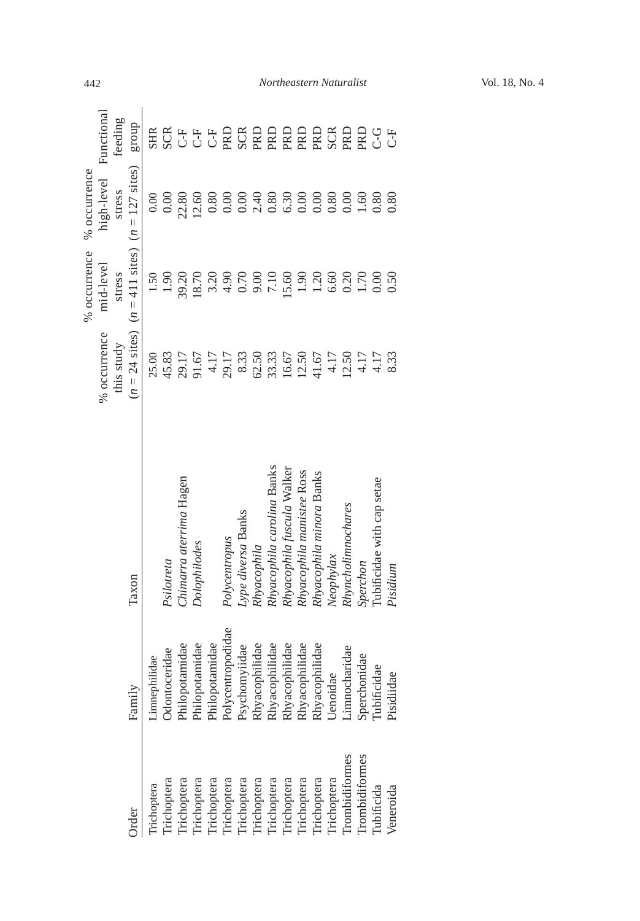| Order | Family | Taxon | % occurrence this study ($n$ = 24 sites) | % occurrence mid-level stress ($n$ = 411 sites) | % occurrence high-level stress ($n$ = 127 sites) | Functional feeding group |
|---|---|---|---|---|---|---|
| Trichoptera | Limnephilidae | | 25.00 | 1.50 | 0.00 | SHR |
| Trichoptera | Odontoceridae | *Psilotreta* | 45.83 | 1.90 | 0.00 | SCR |
| Trichoptera | Philopotamidae | *Chimarra aterrima* Hagen | 29.17 | 39.20 | 22.80 | C-F |
| Trichoptera | Philopotamidae | *Dolophilodes* | 91.67 | 18.70 | 12.60 | C-F |
| Trichoptera | Philopotamidae | | 4.17 | 3.20 | 0.80 | C-F |
| Trichoptera | Polycentropodidae | *Polycentropus* | 29.17 | 4.90 | 0.00 | PRD |
| Trichoptera | Psychomyiidae | *Lype diversa* Banks | 8.33 | 0.70 | 0.00 | SCR |
| Trichoptera | Rhyacophilidae | *Rhyacophila* | 62.50 | 9.00 | 2.40 | PRD |
| Trichoptera | Rhyacophilidae | *Rhyacophila carolina* Banks | 33.33 | 7.10 | 0.80 | PRD |
| Trichoptera | Rhyacophilidae | *Rhyacophila fuscula* Walker | 16.67 | 15.60 | 6.30 | PRD |
| Trichoptera | Rhyacophilidae | *Rhyacophila manistee* Ross | 12.50 | 1.90 | 0.00 | PRD |
| Trichoptera | Rhyacophilidae | *Rhyacophila minora* Banks | 41.67 | 1.20 | 0.00 | PRD |
| Trichoptera | Uenoidae | *Neophylax* | 4.17 | 6.60 | 0.80 | SCR |
| Trombidiformes | Limnocharidae | *Rhyncholimnochares* | 12.50 | 0.20 | 0.00 | PRD |
| Trombidiformes | Sperchonidae | *Sperchon* | 4.17 | 1.70 | 1.60 | PRD |
| Tubificida | Tubificidae | Tubificidae with cap setae | 4.17 | 0.00 | 0.80 | C-G |
| Veneroida | Pisidiidae | *Pisidium* | 8.33 | 0.50 | 0.80 | C-F |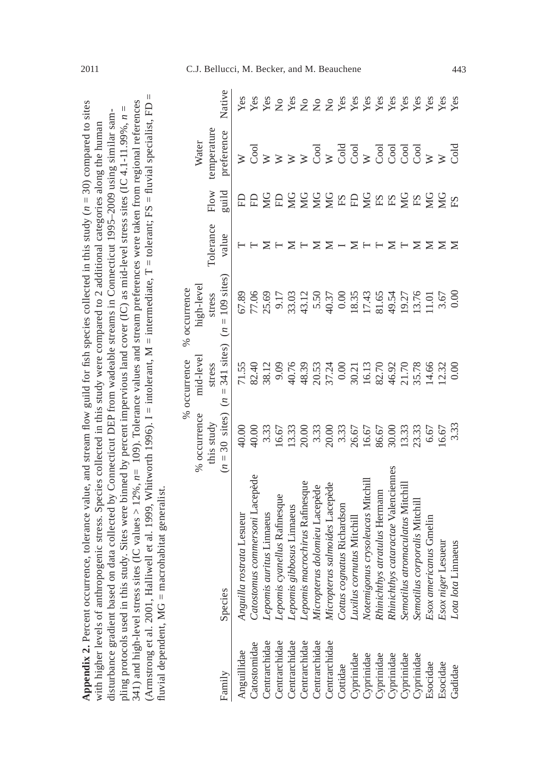**Appendix 2.** Percent occurrence, tolerance value, and stream flow guild for fish species collected in this study ($n = 30$) compared to sites with higher levels of anthropogenic stress. Species collected in this study were compared to 2 additional categories along the human disturbance gradient based on data collected by Connecticut DEP from wadeable streams in Connecticut 1995–2009 using similar sampling protocols used in this study. Sites were binned by percent impervious land cover (IC) as mid-level stress sites (IC 4.1-11.99%, $n = 341$) and high-level stress sites (IC values > 12%, $n = 109$). Tolerance values and stream preferences were taken from regional references (Armstrong et al. 2001, Halliwell et al. 1999, Whitworth 1996). I = intolerant, M = intermediate, T = tolerant; FS = fluvial specialist, FD = fluvial dependent, MG = macrohabitat generalist.

| Family | Species | % occurrence this study ($n = 30$ sites) | % occurrence mid-level stress ($n = 341$ sites) | % occurrence high-level stress ($n = 109$ sites) | Tolerance value | Flow guild | Water temperature preference | Native |
|---|---|---|---|---|---|---|---|---|
| Anguillidae | *Anguilla rostrata* Lesueur | 40.00 | 71.55 | 67.89 | T | FD | W | Yes |
| Catostomidae | *Catostomus commersoni* Lacepède | 40.00 | 82.40 | 77.06 | T | FD | Cool | Yes |
| Centrarchidae | *Lepomis auritus* Linnaeus | 3.33 | 38.12 | 25.69 | M | MG | W | Yes |
| Centrarchidae | *Lepomis cyanellus* Rafinesque | 16.67 | 9.09 | 9.17 | T | FD | W | No |
| Centrarchidae | *Lepomis gibbosus* Linnaeus | 13.33 | 40.76 | 33.03 | M | MG | W | Yes |
| Centrarchidae | *Lepomis macrochirus* Rafinesque | 20.00 | 48.39 | 43.12 | T | MG | W | No |
| Centrarchidae | *Micropterus dolomieu* Lacepède | 3.33 | 20.53 | 5.50 | M | MG | Cool | No |
| Centrarchidae | *Micropterus salmoides* Lacepède | 20.00 | 37.24 | 40.37 | M | MG | W | No |
| Cottidae | *Cottus cognatus* Richardson | 3.33 | 0.00 | 0.00 | I | FS | Cold | Yes |
| Cyprinidae | *Luxilus cornutus* Mitchill | 26.67 | 30.21 | 18.35 | M | FD | Cool | Yes |
| Cyprinidae | *Notemigonus crysoleucas* Mitchill | 16.67 | 16.13 | 17.43 | T | MG | W | Yes |
| Cyprinidae | *Rhinichthys atratulus* Hermann | 86.67 | 82.70 | 81.65 | T | FS | Cool | Yes |
| Cyprinidae | *Rhinichthys cataractae* Valenciennes | 30.00 | 46.92 | 49.54 | M | FS | Cool | Yes |
| Cyprinidae | *Semotilus atromaculatus* Mitchill | 13.33 | 21.70 | 19.27 | T | MG | Cool | Yes |
| Cyprinidae | *Semotilus corporalis* Mitchill | 23.33 | 35.78 | 13.76 | M | FS | Cool | Yes |
| Esocidae | *Esox americanus* Gmelin | 6.67 | 14.66 | 11.01 | M | MG | W | Yes |
| Esocidae | *Esox niger* Lesueur | 16.67 | 12.32 | 3.67 | M | MG | W | Yes |
| Gadidae | *Lota lota* Linnaeus | 3.33 | 0.00 | 0.00 | M | FS | Cold | Yes |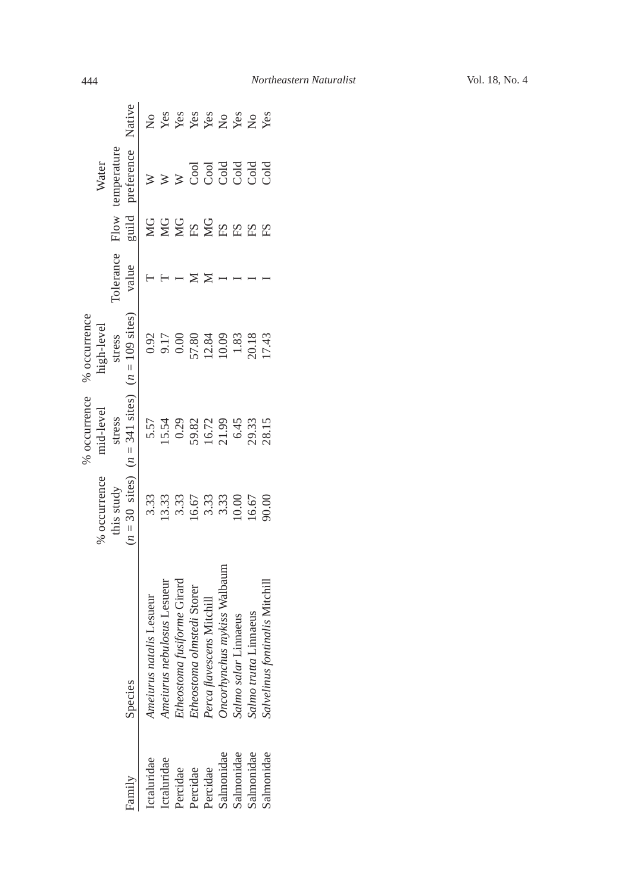| Family | Species | % occurrence this study (*n* = 30 sites) | % occurrence mid-level stress (*n* = 341 sites) | % occurrence high-level stress (*n* = 109 sites) | Tolerance value | Flow guild | Water temperature preference | Native |
|---|---|---|---|---|---|---|---|---|
| Ictaluridae | *Ameiurus natalis* Lesueur | 3.33 | 5.57 | 0.92 | T | MG | W | No |
| Ictaluridae | *Ameiurus nebulosus* Lesueur | 13.33 | 15.54 | 9.17 | T | MG | W | Yes |
| Percidae | *Etheostoma fusiforme* Girard | 3.33 | 0.29 | 0.00 | I | MG | W | Yes |
| Percidae | *Etheostoma olmstedi* Storer | 16.67 | 59.82 | 57.80 | M | FS | Cool | Yes |
| Percidae | *Perca flavescens* Mitchill | 3.33 | 16.72 | 12.84 | M | MG | Cool | Yes |
| Salmonidae | *Oncorhynchus mykiss* Walbaum | 3.33 | 21.99 | 10.09 | I | FS | Cold | No |
| Salmonidae | *Salmo salar* Linnaeus | 10.00 | 6.45 | 1.83 | I | FS | Cold | Yes |
| Salmonidae | *Salmo trutta* Linnaeus | 16.67 | 29.33 | 20.18 | I | FS | Cold | No |
| Salmonidae | *Salvelinus fontinalis* Mitchill | 90.00 | 28.15 | 17.43 | I | FS | Cold | Yes |